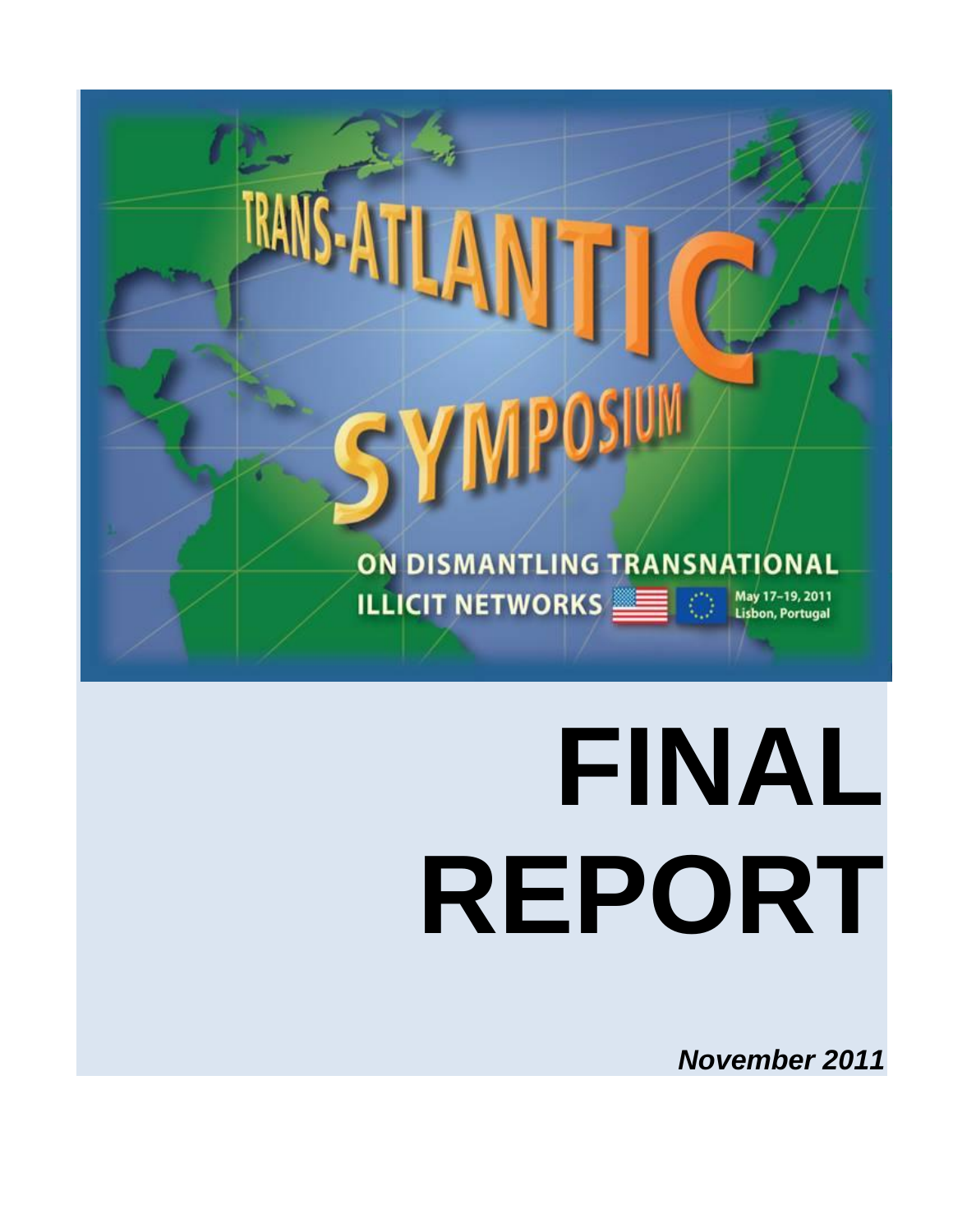# TRANS-ATLANTIC SYMPOSIUM

## ON DISMANTLING TRANSNATIONAL ILLICIT NETWORKS

May 17–19, 2011
Lisbon, Portugal

# FINAL REPORT

***November 2011***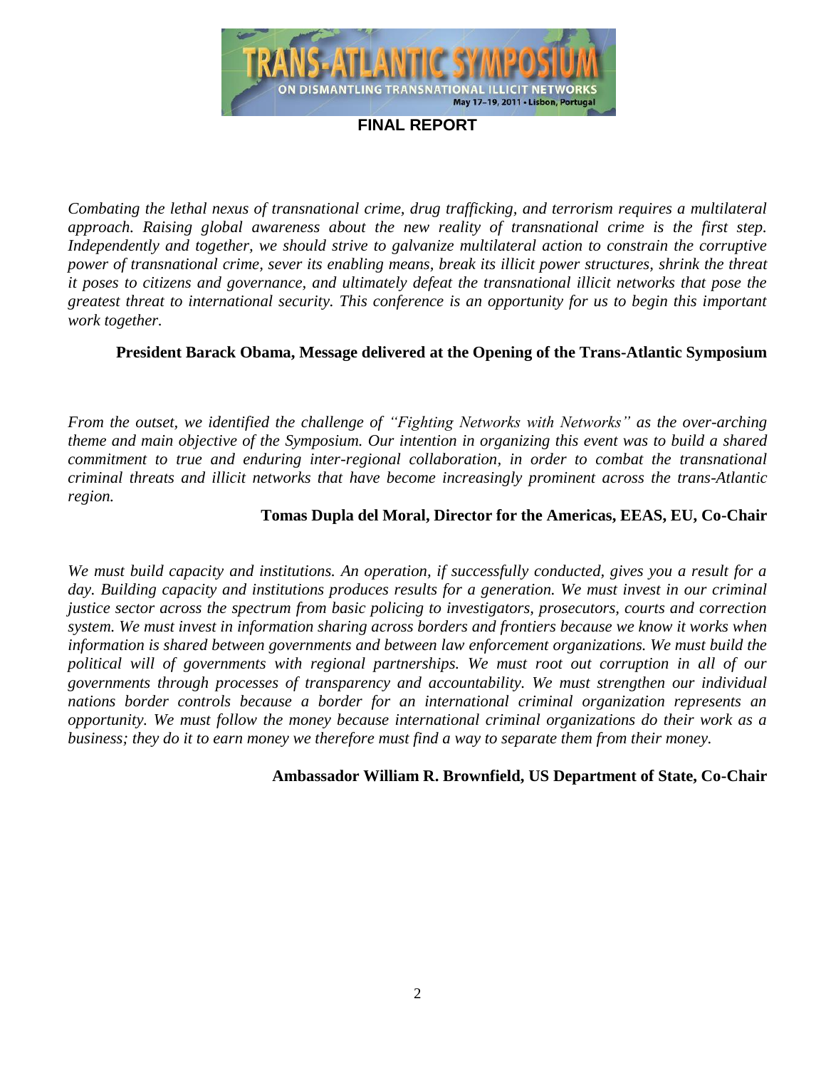# TRANS-ATLANTIC SYMPOSIUM

ON DISMANTLING TRANSNATIONAL ILLICIT NETWORKS

May 17–19, 2011 • Lisbon, Portugal

**FINAL REPORT**

*Combating the lethal nexus of transnational crime, drug trafficking, and terrorism requires a multilateral approach. Raising global awareness about the new reality of transnational crime is the first step. Independently and together, we should strive to galvanize multilateral action to constrain the corruptive power of transnational crime, sever its enabling means, break its illicit power structures, shrink the threat it poses to citizens and governance, and ultimately defeat the transnational illicit networks that pose the greatest threat to international security. This conference is an opportunity for us to begin this important work together.*

**President Barack Obama, Message delivered at the Opening of the Trans-Atlantic Symposium**

*From the outset, we identified the challenge of "Fighting Networks with Networks" as the over-arching theme and main objective of the Symposium. Our intention in organizing this event was to build a shared commitment to true and enduring inter-regional collaboration, in order to combat the transnational criminal threats and illicit networks that have become increasingly prominent across the trans-Atlantic region.*

**Tomas Dupla del Moral, Director for the Americas, EEAS, EU, Co-Chair**

*We must build capacity and institutions. An operation, if successfully conducted, gives you a result for a day. Building capacity and institutions produces results for a generation. We must invest in our criminal justice sector across the spectrum from basic policing to investigators, prosecutors, courts and correction system. We must invest in information sharing across borders and frontiers because we know it works when information is shared between governments and between law enforcement organizations. We must build the political will of governments with regional partnerships. We must root out corruption in all of our governments through processes of transparency and accountability. We must strengthen our individual nations border controls because a border for an international criminal organization represents an opportunity. We must follow the money because international criminal organizations do their work as a business; they do it to earn money we therefore must find a way to separate them from their money.*

**Ambassador William R. Brownfield, US Department of State, Co-Chair**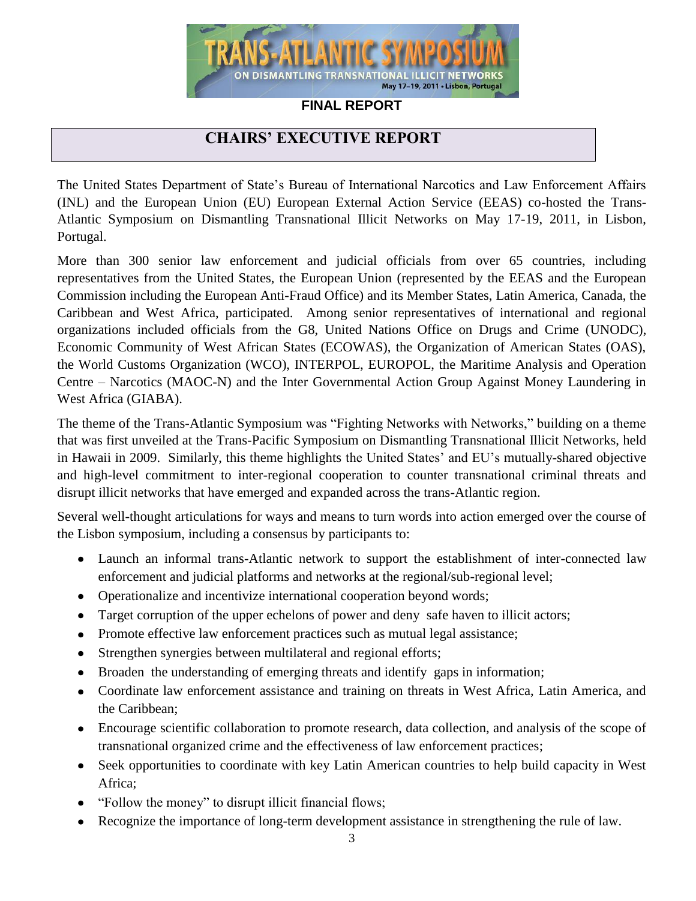TRANS-ATLANTIC SYMPOSIUM ON DISMANTLING TRANSNATIONAL ILLICIT NETWORKS

May 17–19, 2011 • Lisbon, Portugal

**FINAL REPORT**

# CHAIRS' EXECUTIVE REPORT

The United States Department of State's Bureau of International Narcotics and Law Enforcement Affairs (INL) and the European Union (EU) European External Action Service (EEAS) co-hosted the Trans-Atlantic Symposium on Dismantling Transnational Illicit Networks on May 17-19, 2011, in Lisbon, Portugal.

More than 300 senior law enforcement and judicial officials from over 65 countries, including representatives from the United States, the European Union (represented by the EEAS and the European Commission including the European Anti-Fraud Office) and its Member States, Latin America, Canada, the Caribbean and West Africa, participated. Among senior representatives of international and regional organizations included officials from the G8, United Nations Office on Drugs and Crime (UNODC), Economic Community of West African States (ECOWAS), the Organization of American States (OAS), the World Customs Organization (WCO), INTERPOL, EUROPOL, the Maritime Analysis and Operation Centre – Narcotics (MAOC-N) and the Inter Governmental Action Group Against Money Laundering in West Africa (GIABA).

The theme of the Trans-Atlantic Symposium was "Fighting Networks with Networks," building on a theme that was first unveiled at the Trans-Pacific Symposium on Dismantling Transnational Illicit Networks, held in Hawaii in 2009. Similarly, this theme highlights the United States' and EU's mutually-shared objective and high-level commitment to inter-regional cooperation to counter transnational criminal threats and disrupt illicit networks that have emerged and expanded across the trans-Atlantic region.

Several well-thought articulations for ways and means to turn words into action emerged over the course of the Lisbon symposium, including a consensus by participants to:

- Launch an informal trans-Atlantic network to support the establishment of inter-connected law enforcement and judicial platforms and networks at the regional/sub-regional level;
- Operationalize and incentivize international cooperation beyond words;
- Target corruption of the upper echelons of power and deny safe haven to illicit actors;
- Promote effective law enforcement practices such as mutual legal assistance;
- Strengthen synergies between multilateral and regional efforts;
- Broaden the understanding of emerging threats and identify gaps in information;
- Coordinate law enforcement assistance and training on threats in West Africa, Latin America, and the Caribbean;
- Encourage scientific collaboration to promote research, data collection, and analysis of the scope of transnational organized crime and the effectiveness of law enforcement practices;
- Seek opportunities to coordinate with key Latin American countries to help build capacity in West Africa;
- "Follow the money" to disrupt illicit financial flows;
- Recognize the importance of long-term development assistance in strengthening the rule of law.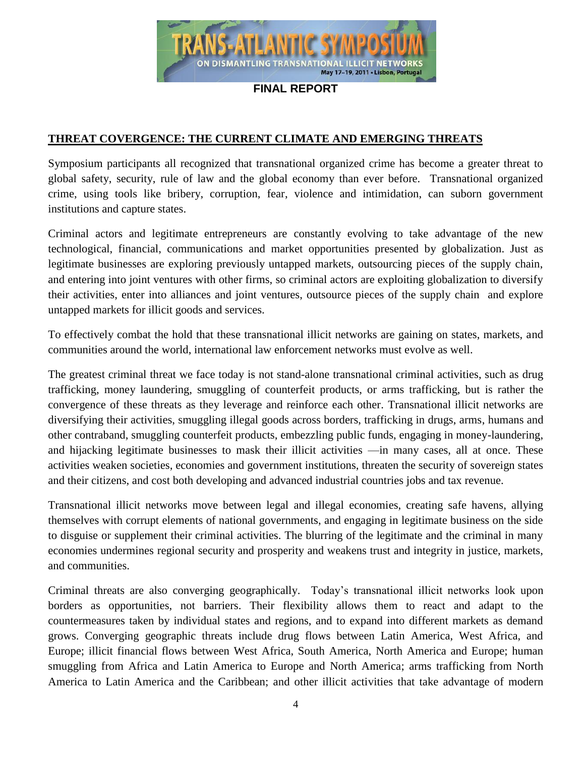**FINAL REPORT**

## THREAT COVERGENCE: THE CURRENT CLIMATE AND EMERGING THREATS

Symposium participants all recognized that transnational organized crime has become a greater threat to global safety, security, rule of law and the global economy than ever before. Transnational organized crime, using tools like bribery, corruption, fear, violence and intimidation, can suborn government institutions and capture states.

Criminal actors and legitimate entrepreneurs are constantly evolving to take advantage of the new technological, financial, communications and market opportunities presented by globalization. Just as legitimate businesses are exploring previously untapped markets, outsourcing pieces of the supply chain, and entering into joint ventures with other firms, so criminal actors are exploiting globalization to diversify their activities, enter into alliances and joint ventures, outsource pieces of the supply chain and explore untapped markets for illicit goods and services.

To effectively combat the hold that these transnational illicit networks are gaining on states, markets, and communities around the world, international law enforcement networks must evolve as well.

The greatest criminal threat we face today is not stand-alone transnational criminal activities, such as drug trafficking, money laundering, smuggling of counterfeit products, or arms trafficking, but is rather the convergence of these threats as they leverage and reinforce each other. Transnational illicit networks are diversifying their activities, smuggling illegal goods across borders, trafficking in drugs, arms, humans and other contraband, smuggling counterfeit products, embezzling public funds, engaging in money-laundering, and hijacking legitimate businesses to mask their illicit activities —in many cases, all at once. These activities weaken societies, economies and government institutions, threaten the security of sovereign states and their citizens, and cost both developing and advanced industrial countries jobs and tax revenue.

Transnational illicit networks move between legal and illegal economies, creating safe havens, allying themselves with corrupt elements of national governments, and engaging in legitimate business on the side to disguise or supplement their criminal activities. The blurring of the legitimate and the criminal in many economies undermines regional security and prosperity and weakens trust and integrity in justice, markets, and communities.

Criminal threats are also converging geographically. Today's transnational illicit networks look upon borders as opportunities, not barriers. Their flexibility allows them to react and adapt to the countermeasures taken by individual states and regions, and to expand into different markets as demand grows. Converging geographic threats include drug flows between Latin America, West Africa, and Europe; illicit financial flows between West Africa, South America, North America and Europe; human smuggling from Africa and Latin America to Europe and North America; arms trafficking from North America to Latin America and the Caribbean; and other illicit activities that take advantage of modern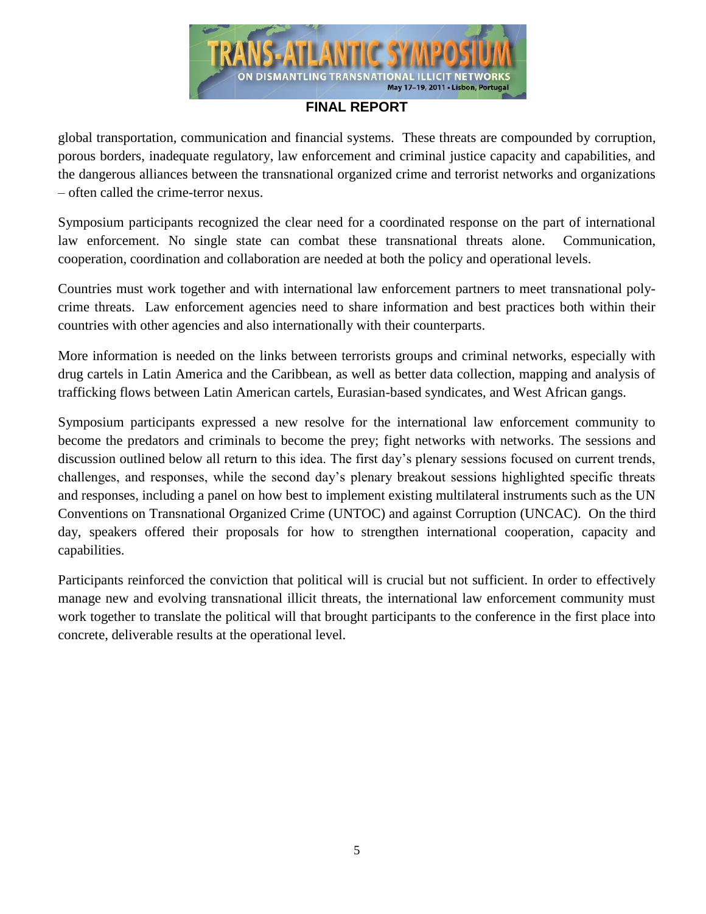global transportation, communication and financial systems. These threats are compounded by corruption, porous borders, inadequate regulatory, law enforcement and criminal justice capacity and capabilities, and the dangerous alliances between the transnational organized crime and terrorist networks and organizations – often called the crime-terror nexus.

Symposium participants recognized the clear need for a coordinated response on the part of international law enforcement. No single state can combat these transnational threats alone. Communication, cooperation, coordination and collaboration are needed at both the policy and operational levels.

Countries must work together and with international law enforcement partners to meet transnational poly-crime threats. Law enforcement agencies need to share information and best practices both within their countries with other agencies and also internationally with their counterparts.

More information is needed on the links between terrorists groups and criminal networks, especially with drug cartels in Latin America and the Caribbean, as well as better data collection, mapping and analysis of trafficking flows between Latin American cartels, Eurasian-based syndicates, and West African gangs.

Symposium participants expressed a new resolve for the international law enforcement community to become the predators and criminals to become the prey; fight networks with networks. The sessions and discussion outlined below all return to this idea. The first day's plenary sessions focused on current trends, challenges, and responses, while the second day's plenary breakout sessions highlighted specific threats and responses, including a panel on how best to implement existing multilateral instruments such as the UN Conventions on Transnational Organized Crime (UNTOC) and against Corruption (UNCAC). On the third day, speakers offered their proposals for how to strengthen international cooperation, capacity and capabilities.

Participants reinforced the conviction that political will is crucial but not sufficient. In order to effectively manage new and evolving transnational illicit threats, the international law enforcement community must work together to translate the political will that brought participants to the conference in the first place into concrete, deliverable results at the operational level.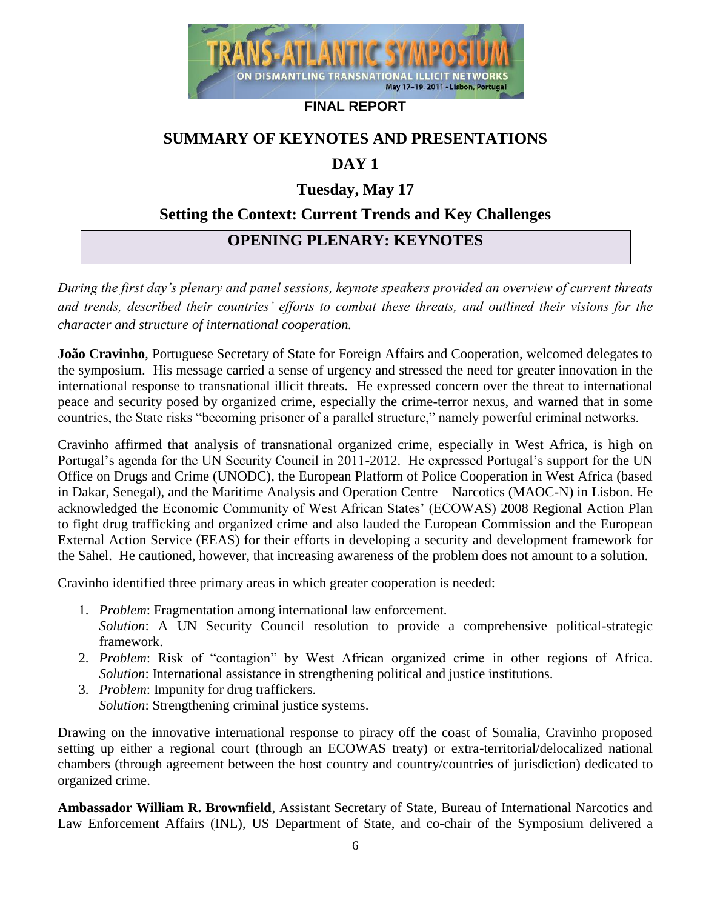**FINAL REPORT**

# SUMMARY OF KEYNOTES AND PRESENTATIONS

## DAY 1

## Tuesday, May 17

## Setting the Context: Current Trends and Key Challenges

## OPENING PLENARY: KEYNOTES

*During the first day's plenary and panel sessions, keynote speakers provided an overview of current threats and trends, described their countries' efforts to combat these threats, and outlined their visions for the character and structure of international cooperation.*

**João Cravinho**, Portuguese Secretary of State for Foreign Affairs and Cooperation, welcomed delegates to the symposium. His message carried a sense of urgency and stressed the need for greater innovation in the international response to transnational illicit threats. He expressed concern over the threat to international peace and security posed by organized crime, especially the crime-terror nexus, and warned that in some countries, the State risks "becoming prisoner of a parallel structure," namely powerful criminal networks.

Cravinho affirmed that analysis of transnational organized crime, especially in West Africa, is high on Portugal's agenda for the UN Security Council in 2011-2012. He expressed Portugal's support for the UN Office on Drugs and Crime (UNODC), the European Platform of Police Cooperation in West Africa (based in Dakar, Senegal), and the Maritime Analysis and Operation Centre – Narcotics (MAOC-N) in Lisbon. He acknowledged the Economic Community of West African States' (ECOWAS) 2008 Regional Action Plan to fight drug trafficking and organized crime and also lauded the European Commission and the European External Action Service (EEAS) for their efforts in developing a security and development framework for the Sahel. He cautioned, however, that increasing awareness of the problem does not amount to a solution.

Cravinho identified three primary areas in which greater cooperation is needed:

1. *Problem*: Fragmentation among international law enforcement.
   *Solution*: A UN Security Council resolution to provide a comprehensive political-strategic framework.
2. *Problem*: Risk of "contagion" by West African organized crime in other regions of Africa.
   *Solution*: International assistance in strengthening political and justice institutions.
3. *Problem*: Impunity for drug traffickers.
   *Solution*: Strengthening criminal justice systems.

Drawing on the innovative international response to piracy off the coast of Somalia, Cravinho proposed setting up either a regional court (through an ECOWAS treaty) or extra-territorial/delocalized national chambers (through agreement between the host country and country/countries of jurisdiction) dedicated to organized crime.

**Ambassador William R. Brownfield**, Assistant Secretary of State, Bureau of International Narcotics and Law Enforcement Affairs (INL), US Department of State, and co-chair of the Symposium delivered a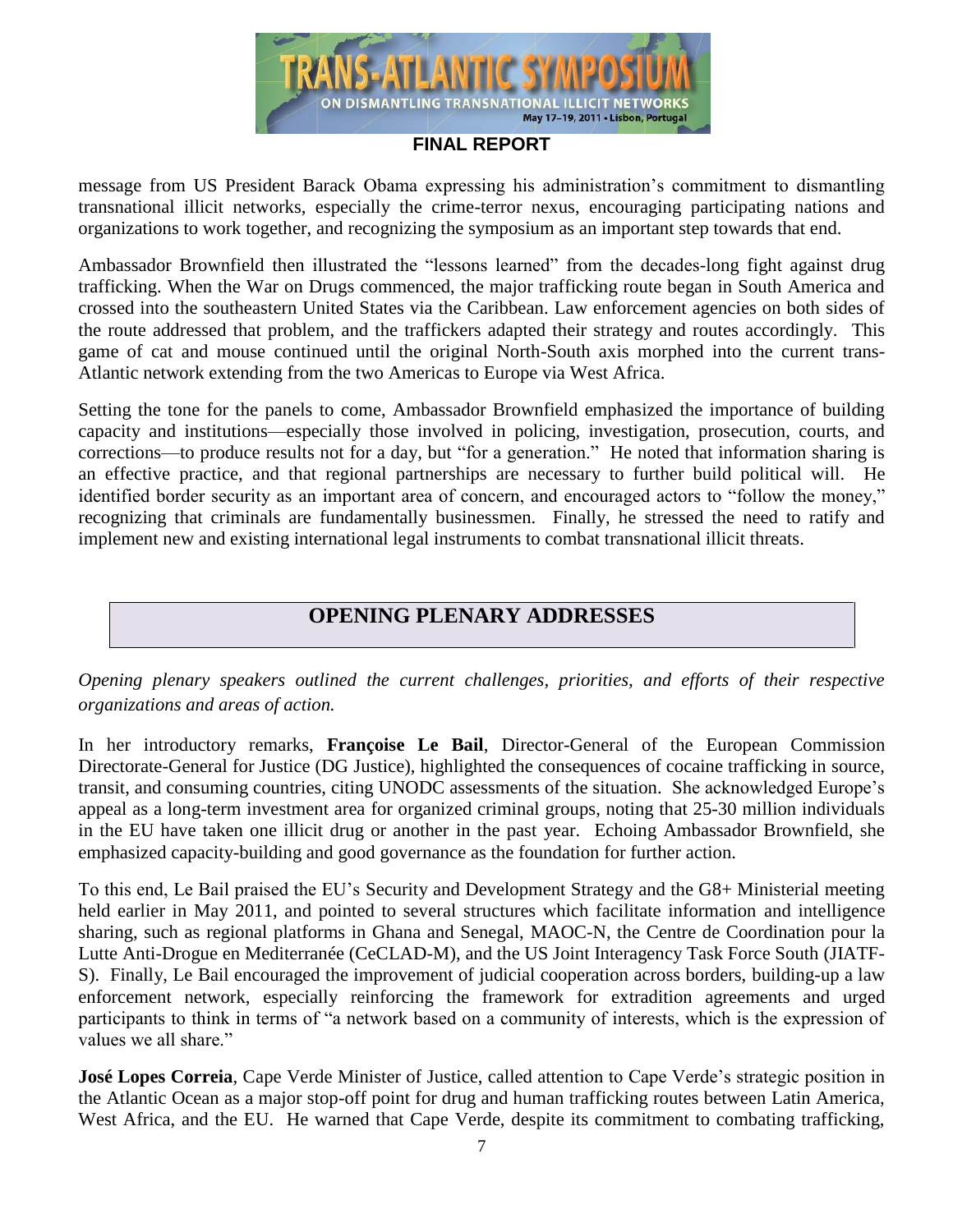message from US President Barack Obama expressing his administration's commitment to dismantling transnational illicit networks, especially the crime-terror nexus, encouraging participating nations and organizations to work together, and recognizing the symposium as an important step towards that end.

Ambassador Brownfield then illustrated the "lessons learned" from the decades-long fight against drug trafficking. When the War on Drugs commenced, the major trafficking route began in South America and crossed into the southeastern United States via the Caribbean. Law enforcement agencies on both sides of the route addressed that problem, and the traffickers adapted their strategy and routes accordingly. This game of cat and mouse continued until the original North-South axis morphed into the current trans-Atlantic network extending from the two Americas to Europe via West Africa.

Setting the tone for the panels to come, Ambassador Brownfield emphasized the importance of building capacity and institutions—especially those involved in policing, investigation, prosecution, courts, and corrections—to produce results not for a day, but "for a generation." He noted that information sharing is an effective practice, and that regional partnerships are necessary to further build political will. He identified border security as an important area of concern, and encouraged actors to "follow the money," recognizing that criminals are fundamentally businessmen. Finally, he stressed the need to ratify and implement new and existing international legal instruments to combat transnational illicit threats.

## OPENING PLENARY ADDRESSES

*Opening plenary speakers outlined the current challenges, priorities, and efforts of their respective organizations and areas of action.*

In her introductory remarks, **Françoise Le Bail**, Director-General of the European Commission Directorate-General for Justice (DG Justice), highlighted the consequences of cocaine trafficking in source, transit, and consuming countries, citing UNODC assessments of the situation. She acknowledged Europe's appeal as a long-term investment area for organized criminal groups, noting that 25-30 million individuals in the EU have taken one illicit drug or another in the past year. Echoing Ambassador Brownfield, she emphasized capacity-building and good governance as the foundation for further action.

To this end, Le Bail praised the EU's Security and Development Strategy and the G8+ Ministerial meeting held earlier in May 2011, and pointed to several structures which facilitate information and intelligence sharing, such as regional platforms in Ghana and Senegal, MAOC-N, the Centre de Coordination pour la Lutte Anti-Drogue en Mediterranée (CeCLAD-M), and the US Joint Interagency Task Force South (JIATF-S). Finally, Le Bail encouraged the improvement of judicial cooperation across borders, building-up a law enforcement network, especially reinforcing the framework for extradition agreements and urged participants to think in terms of "a network based on a community of interests, which is the expression of values we all share."

**José Lopes Correia**, Cape Verde Minister of Justice, called attention to Cape Verde's strategic position in the Atlantic Ocean as a major stop-off point for drug and human trafficking routes between Latin America, West Africa, and the EU. He warned that Cape Verde, despite its commitment to combating trafficking,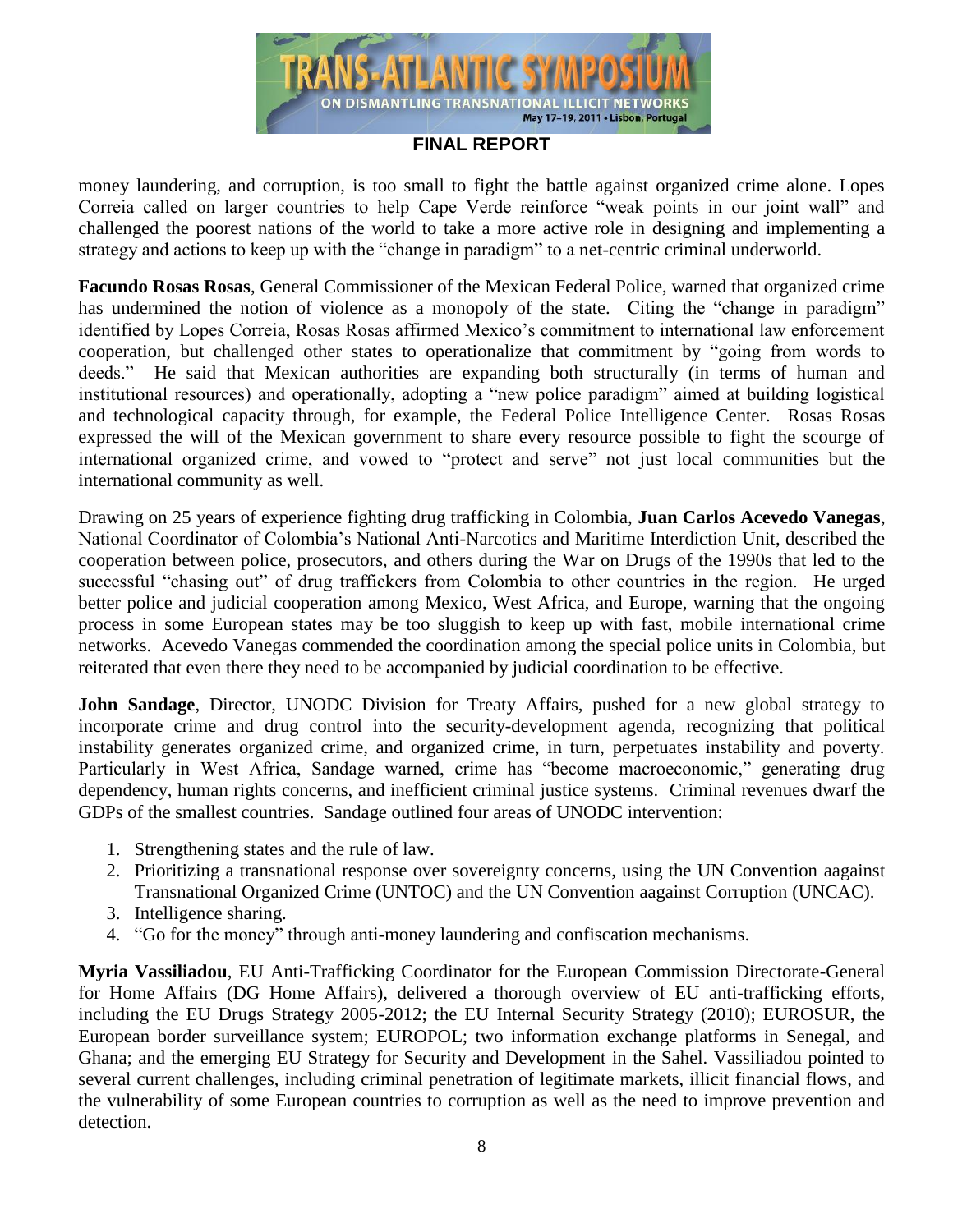money laundering, and corruption, is too small to fight the battle against organized crime alone. Lopes Correia called on larger countries to help Cape Verde reinforce "weak points in our joint wall" and challenged the poorest nations of the world to take a more active role in designing and implementing a strategy and actions to keep up with the "change in paradigm" to a net-centric criminal underworld.

**Facundo Rosas Rosas**, General Commissioner of the Mexican Federal Police, warned that organized crime has undermined the notion of violence as a monopoly of the state. Citing the "change in paradigm" identified by Lopes Correia, Rosas Rosas affirmed Mexico's commitment to international law enforcement cooperation, but challenged other states to operationalize that commitment by "going from words to deeds." He said that Mexican authorities are expanding both structurally (in terms of human and institutional resources) and operationally, adopting a "new police paradigm" aimed at building logistical and technological capacity through, for example, the Federal Police Intelligence Center. Rosas Rosas expressed the will of the Mexican government to share every resource possible to fight the scourge of international organized crime, and vowed to "protect and serve" not just local communities but the international community as well.

Drawing on 25 years of experience fighting drug trafficking in Colombia, **Juan Carlos Acevedo Vanegas**, National Coordinator of Colombia's National Anti-Narcotics and Maritime Interdiction Unit, described the cooperation between police, prosecutors, and others during the War on Drugs of the 1990s that led to the successful "chasing out" of drug traffickers from Colombia to other countries in the region. He urged better police and judicial cooperation among Mexico, West Africa, and Europe, warning that the ongoing process in some European states may be too sluggish to keep up with fast, mobile international crime networks. Acevedo Vanegas commended the coordination among the special police units in Colombia, but reiterated that even there they need to be accompanied by judicial coordination to be effective.

**John Sandage**, Director, UNODC Division for Treaty Affairs, pushed for a new global strategy to incorporate crime and drug control into the security-development agenda, recognizing that political instability generates organized crime, and organized crime, in turn, perpetuates instability and poverty. Particularly in West Africa, Sandage warned, crime has "become macroeconomic," generating drug dependency, human rights concerns, and inefficient criminal justice systems. Criminal revenues dwarf the GDPs of the smallest countries. Sandage outlined four areas of UNODC intervention:

1. Strengthening states and the rule of law.
2. Prioritizing a transnational response over sovereignty concerns, using the UN Convention aagainst Transnational Organized Crime (UNTOC) and the UN Convention aagainst Corruption (UNCAC).
3. Intelligence sharing.
4. "Go for the money" through anti-money laundering and confiscation mechanisms.

**Myria Vassiliadou**, EU Anti-Trafficking Coordinator for the European Commission Directorate-General for Home Affairs (DG Home Affairs), delivered a thorough overview of EU anti-trafficking efforts, including the EU Drugs Strategy 2005-2012; the EU Internal Security Strategy (2010); EUROSUR, the European border surveillance system; EUROPOL; two information exchange platforms in Senegal, and Ghana; and the emerging EU Strategy for Security and Development in the Sahel. Vassiliadou pointed to several current challenges, including criminal penetration of legitimate markets, illicit financial flows, and the vulnerability of some European countries to corruption as well as the need to improve prevention and detection.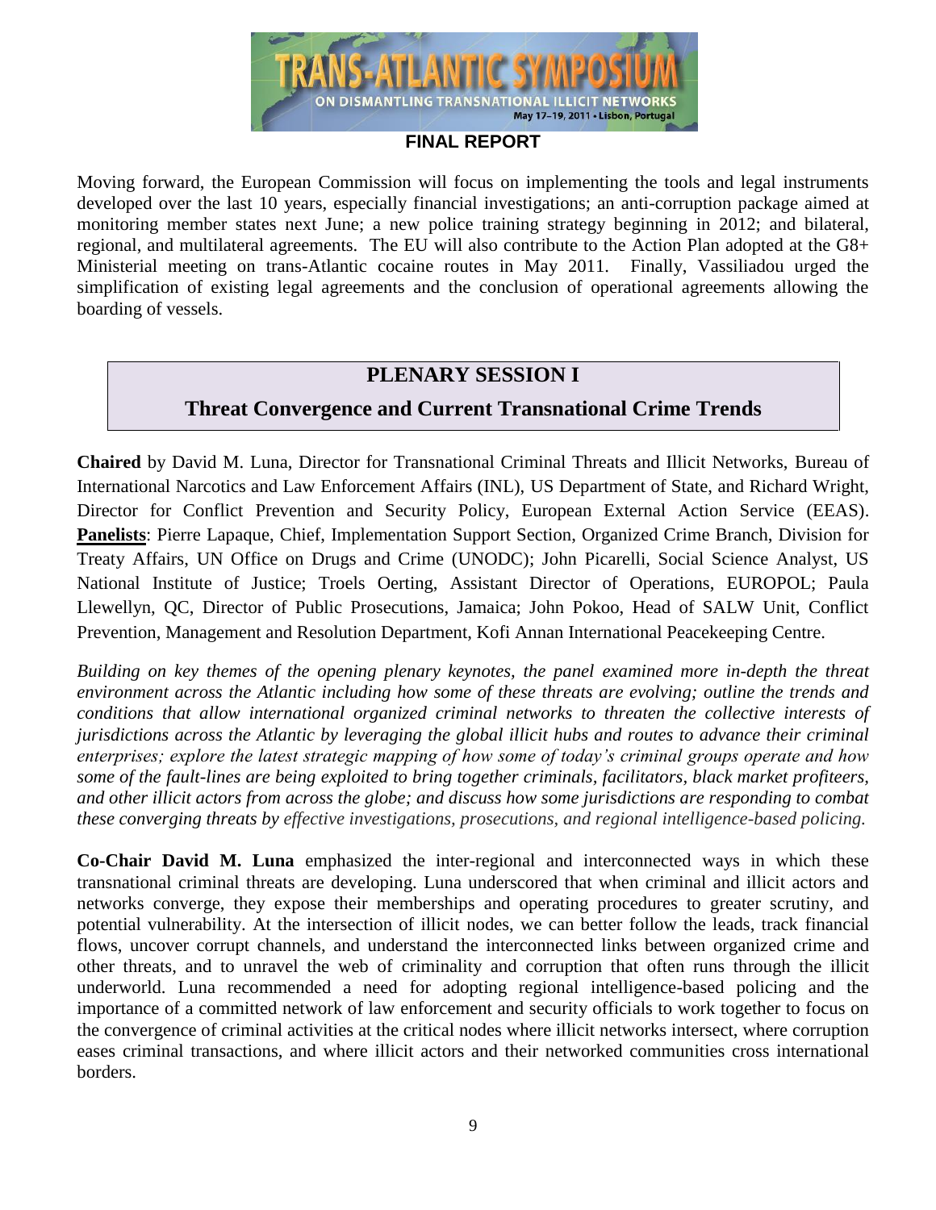Moving forward, the European Commission will focus on implementing the tools and legal instruments developed over the last 10 years, especially financial investigations; an anti-corruption package aimed at monitoring member states next June; a new police training strategy beginning in 2012; and bilateral, regional, and multilateral agreements. The EU will also contribute to the Action Plan adopted at the G8+ Ministerial meeting on trans-Atlantic cocaine routes in May 2011. Finally, Vassiliadou urged the simplification of existing legal agreements and the conclusion of operational agreements allowing the boarding of vessels.

## PLENARY SESSION I

## Threat Convergence and Current Transnational Crime Trends

**Chaired** by David M. Luna, Director for Transnational Criminal Threats and Illicit Networks, Bureau of International Narcotics and Law Enforcement Affairs (INL), US Department of State, and Richard Wright, Director for Conflict Prevention and Security Policy, European External Action Service (EEAS). **Panelists**: Pierre Lapaque, Chief, Implementation Support Section, Organized Crime Branch, Division for Treaty Affairs, UN Office on Drugs and Crime (UNODC); John Picarelli, Social Science Analyst, US National Institute of Justice; Troels Oerting, Assistant Director of Operations, EUROPOL; Paula Llewellyn, QC, Director of Public Prosecutions, Jamaica; John Pokoo, Head of SALW Unit, Conflict Prevention, Management and Resolution Department, Kofi Annan International Peacekeeping Centre.

*Building on key themes of the opening plenary keynotes, the panel examined more in-depth the threat environment across the Atlantic including how some of these threats are evolving; outline the trends and conditions that allow international organized criminal networks to threaten the collective interests of jurisdictions across the Atlantic by leveraging the global illicit hubs and routes to advance their criminal enterprises; explore the latest strategic mapping of how some of today's criminal groups operate and how some of the fault-lines are being exploited to bring together criminals, facilitators, black market profiteers, and other illicit actors from across the globe; and discuss how some jurisdictions are responding to combat these converging threats by effective investigations, prosecutions, and regional intelligence-based policing.*

**Co-Chair David M. Luna** emphasized the inter-regional and interconnected ways in which these transnational criminal threats are developing. Luna underscored that when criminal and illicit actors and networks converge, they expose their memberships and operating procedures to greater scrutiny, and potential vulnerability. At the intersection of illicit nodes, we can better follow the leads, track financial flows, uncover corrupt channels, and understand the interconnected links between organized crime and other threats, and to unravel the web of criminality and corruption that often runs through the illicit underworld. Luna recommended a need for adopting regional intelligence-based policing and the importance of a committed network of law enforcement and security officials to work together to focus on the convergence of criminal activities at the critical nodes where illicit networks intersect, where corruption eases criminal transactions, and where illicit actors and their networked communities cross international borders.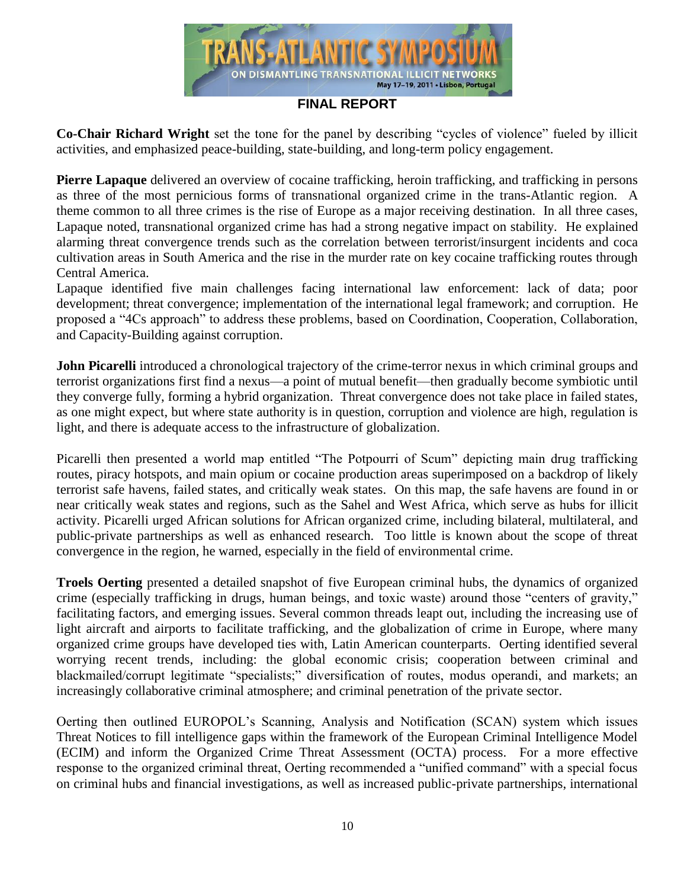**Co-Chair Richard Wright** set the tone for the panel by describing "cycles of violence" fueled by illicit activities, and emphasized peace-building, state-building, and long-term policy engagement.

**Pierre Lapaque** delivered an overview of cocaine trafficking, heroin trafficking, and trafficking in persons as three of the most pernicious forms of transnational organized crime in the trans-Atlantic region. A theme common to all three crimes is the rise of Europe as a major receiving destination. In all three cases, Lapaque noted, transnational organized crime has had a strong negative impact on stability. He explained alarming threat convergence trends such as the correlation between terrorist/insurgent incidents and coca cultivation areas in South America and the rise in the murder rate on key cocaine trafficking routes through Central America.

Lapaque identified five main challenges facing international law enforcement: lack of data; poor development; threat convergence; implementation of the international legal framework; and corruption. He proposed a "4Cs approach" to address these problems, based on Coordination, Cooperation, Collaboration, and Capacity-Building against corruption.

**John Picarelli** introduced a chronological trajectory of the crime-terror nexus in which criminal groups and terrorist organizations first find a nexus—a point of mutual benefit—then gradually become symbiotic until they converge fully, forming a hybrid organization. Threat convergence does not take place in failed states, as one might expect, but where state authority is in question, corruption and violence are high, regulation is light, and there is adequate access to the infrastructure of globalization.

Picarelli then presented a world map entitled "The Potpourri of Scum" depicting main drug trafficking routes, piracy hotspots, and main opium or cocaine production areas superimposed on a backdrop of likely terrorist safe havens, failed states, and critically weak states. On this map, the safe havens are found in or near critically weak states and regions, such as the Sahel and West Africa, which serve as hubs for illicit activity. Picarelli urged African solutions for African organized crime, including bilateral, multilateral, and public-private partnerships as well as enhanced research. Too little is known about the scope of threat convergence in the region, he warned, especially in the field of environmental crime.

**Troels Oerting** presented a detailed snapshot of five European criminal hubs, the dynamics of organized crime (especially trafficking in drugs, human beings, and toxic waste) around those "centers of gravity," facilitating factors, and emerging issues. Several common threads leapt out, including the increasing use of light aircraft and airports to facilitate trafficking, and the globalization of crime in Europe, where many organized crime groups have developed ties with, Latin American counterparts. Oerting identified several worrying recent trends, including: the global economic crisis; cooperation between criminal and blackmailed/corrupt legitimate "specialists;" diversification of routes, modus operandi, and markets; an increasingly collaborative criminal atmosphere; and criminal penetration of the private sector.

Oerting then outlined EUROPOL's Scanning, Analysis and Notification (SCAN) system which issues Threat Notices to fill intelligence gaps within the framework of the European Criminal Intelligence Model (ECIM) and inform the Organized Crime Threat Assessment (OCTA) process. For a more effective response to the organized criminal threat, Oerting recommended a "unified command" with a special focus on criminal hubs and financial investigations, as well as increased public-private partnerships, international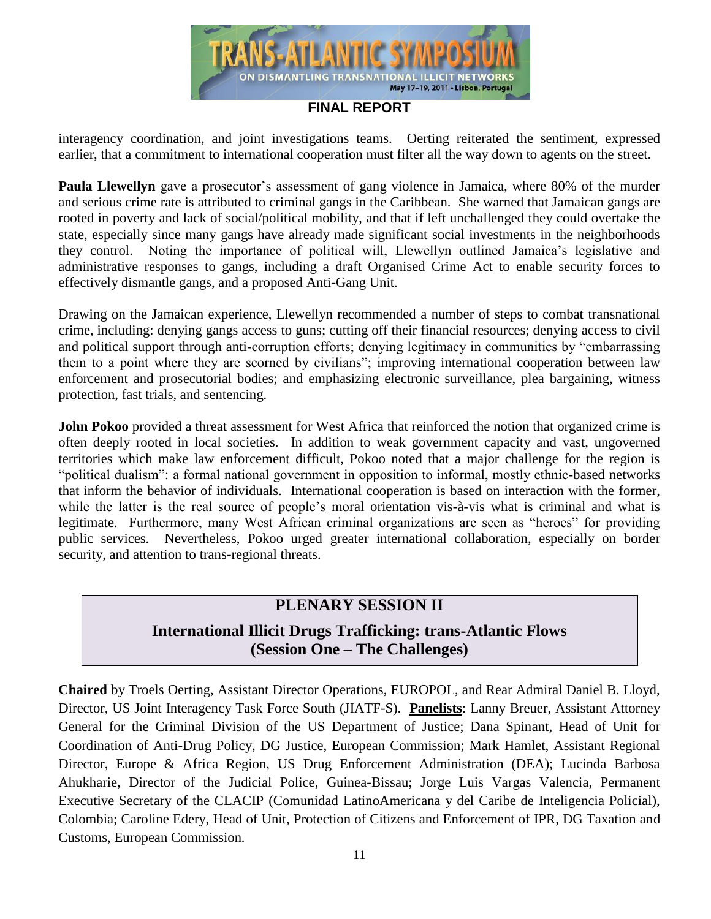interagency coordination, and joint investigations teams. Oerting reiterated the sentiment, expressed earlier, that a commitment to international cooperation must filter all the way down to agents on the street.

**Paula Llewellyn** gave a prosecutor's assessment of gang violence in Jamaica, where 80% of the murder and serious crime rate is attributed to criminal gangs in the Caribbean. She warned that Jamaican gangs are rooted in poverty and lack of social/political mobility, and that if left unchallenged they could overtake the state, especially since many gangs have already made significant social investments in the neighborhoods they control. Noting the importance of political will, Llewellyn outlined Jamaica's legislative and administrative responses to gangs, including a draft Organised Crime Act to enable security forces to effectively dismantle gangs, and a proposed Anti-Gang Unit.

Drawing on the Jamaican experience, Llewellyn recommended a number of steps to combat transnational crime, including: denying gangs access to guns; cutting off their financial resources; denying access to civil and political support through anti-corruption efforts; denying legitimacy in communities by "embarrassing them to a point where they are scorned by civilians"; improving international cooperation between law enforcement and prosecutorial bodies; and emphasizing electronic surveillance, plea bargaining, witness protection, fast trials, and sentencing.

**John Pokoo** provided a threat assessment for West Africa that reinforced the notion that organized crime is often deeply rooted in local societies. In addition to weak government capacity and vast, ungoverned territories which make law enforcement difficult, Pokoo noted that a major challenge for the region is "political dualism": a formal national government in opposition to informal, mostly ethnic-based networks that inform the behavior of individuals. International cooperation is based on interaction with the former, while the latter is the real source of people's moral orientation vis-à-vis what is criminal and what is legitimate. Furthermore, many West African criminal organizations are seen as "heroes" for providing public services. Nevertheless, Pokoo urged greater international collaboration, especially on border security, and attention to trans-regional threats.

## PLENARY SESSION II

### International Illicit Drugs Trafficking: trans-Atlantic Flows (Session One – The Challenges)

**Chaired** by Troels Oerting, Assistant Director Operations, EUROPOL, and Rear Admiral Daniel B. Lloyd, Director, US Joint Interagency Task Force South (JIATF-S). **Panelists**: Lanny Breuer, Assistant Attorney General for the Criminal Division of the US Department of Justice; Dana Spinant, Head of Unit for Coordination of Anti-Drug Policy, DG Justice, European Commission; Mark Hamlet, Assistant Regional Director, Europe & Africa Region, US Drug Enforcement Administration (DEA); Lucinda Barbosa Ahukharie, Director of the Judicial Police, Guinea-Bissau; Jorge Luis Vargas Valencia, Permanent Executive Secretary of the CLACIP (Comunidad LatinoAmericana y del Caribe de Inteligencia Policial), Colombia; Caroline Edery, Head of Unit, Protection of Citizens and Enforcement of IPR, DG Taxation and Customs, European Commission.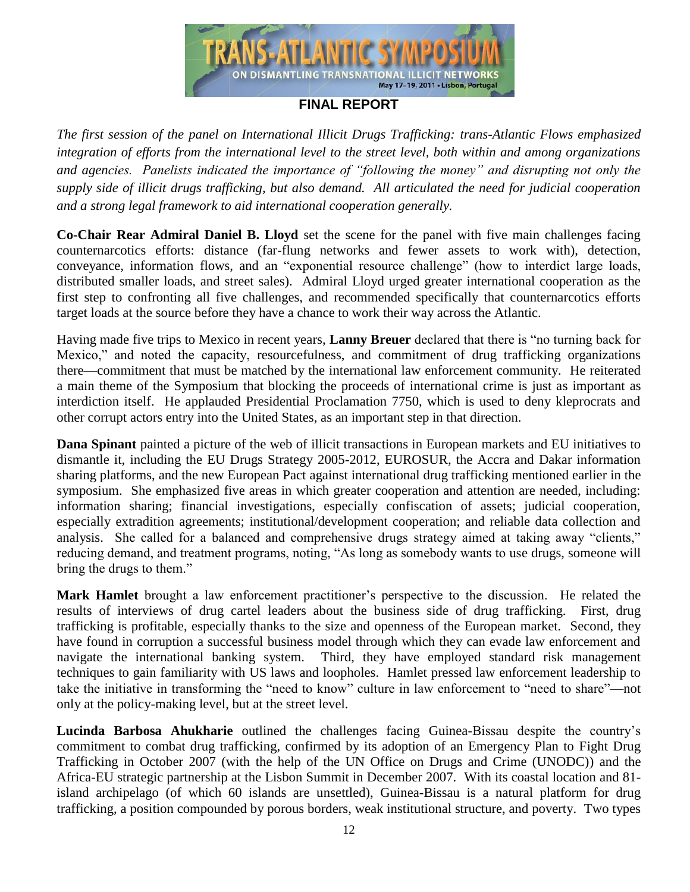**FINAL REPORT**

*The first session of the panel on International Illicit Drugs Trafficking: trans-Atlantic Flows emphasized integration of efforts from the international level to the street level, both within and among organizations and agencies. Panelists indicated the importance of "following the money" and disrupting not only the supply side of illicit drugs trafficking, but also demand. All articulated the need for judicial cooperation and a strong legal framework to aid international cooperation generally.*

**Co-Chair Rear Admiral Daniel B. Lloyd** set the scene for the panel with five main challenges facing counternarcotics efforts: distance (far-flung networks and fewer assets to work with), detection, conveyance, information flows, and an "exponential resource challenge" (how to interdict large loads, distributed smaller loads, and street sales). Admiral Lloyd urged greater international cooperation as the first step to confronting all five challenges, and recommended specifically that counternarcotics efforts target loads at the source before they have a chance to work their way across the Atlantic.

Having made five trips to Mexico in recent years, **Lanny Breuer** declared that there is "no turning back for Mexico," and noted the capacity, resourcefulness, and commitment of drug trafficking organizations there—commitment that must be matched by the international law enforcement community. He reiterated a main theme of the Symposium that blocking the proceeds of international crime is just as important as interdiction itself. He applauded Presidential Proclamation 7750, which is used to deny kleprocrats and other corrupt actors entry into the United States, as an important step in that direction.

**Dana Spinant** painted a picture of the web of illicit transactions in European markets and EU initiatives to dismantle it, including the EU Drugs Strategy 2005-2012, EUROSUR, the Accra and Dakar information sharing platforms, and the new European Pact against international drug trafficking mentioned earlier in the symposium. She emphasized five areas in which greater cooperation and attention are needed, including: information sharing; financial investigations, especially confiscation of assets; judicial cooperation, especially extradition agreements; institutional/development cooperation; and reliable data collection and analysis. She called for a balanced and comprehensive drugs strategy aimed at taking away "clients," reducing demand, and treatment programs, noting, "As long as somebody wants to use drugs, someone will bring the drugs to them."

**Mark Hamlet** brought a law enforcement practitioner's perspective to the discussion. He related the results of interviews of drug cartel leaders about the business side of drug trafficking. First, drug trafficking is profitable, especially thanks to the size and openness of the European market. Second, they have found in corruption a successful business model through which they can evade law enforcement and navigate the international banking system. Third, they have employed standard risk management techniques to gain familiarity with US laws and loopholes. Hamlet pressed law enforcement leadership to take the initiative in transforming the "need to know" culture in law enforcement to "need to share"—not only at the policy-making level, but at the street level.

**Lucinda Barbosa Ahukharie** outlined the challenges facing Guinea-Bissau despite the country's commitment to combat drug trafficking, confirmed by its adoption of an Emergency Plan to Fight Drug Trafficking in October 2007 (with the help of the UN Office on Drugs and Crime (UNODC)) and the Africa-EU strategic partnership at the Lisbon Summit in December 2007. With its coastal location and 81-island archipelago (of which 60 islands are unsettled), Guinea-Bissau is a natural platform for drug trafficking, a position compounded by porous borders, weak institutional structure, and poverty. Two types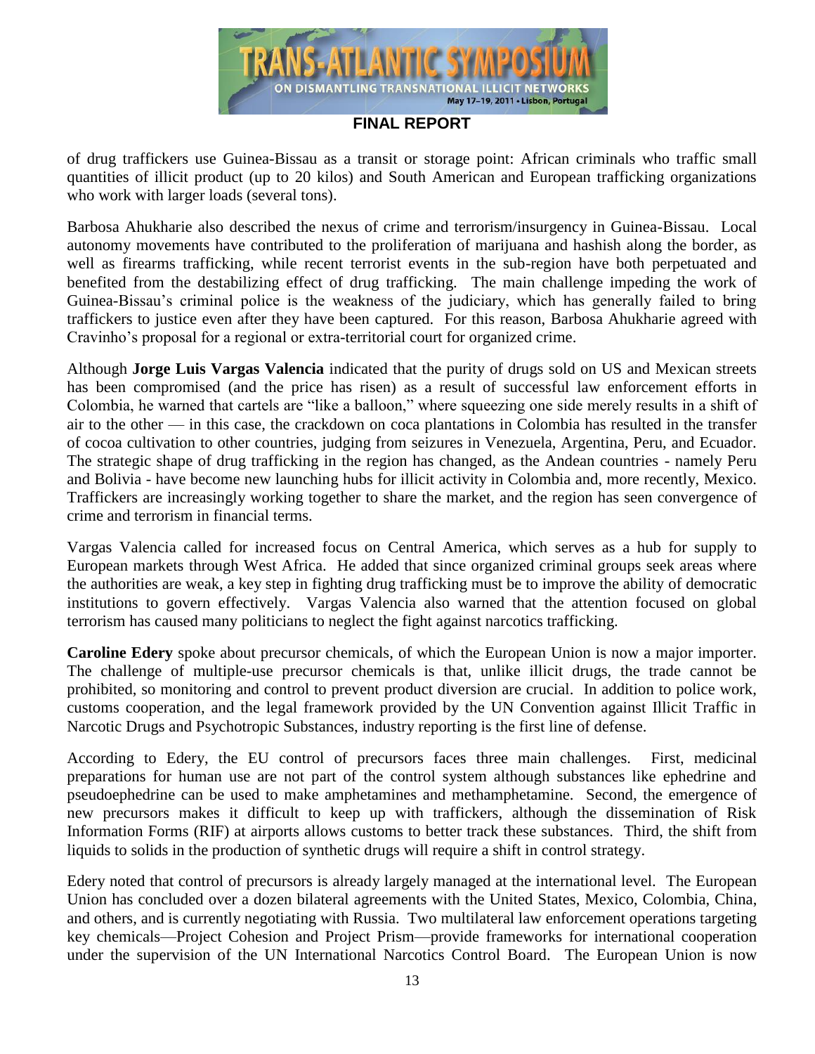of drug traffickers use Guinea-Bissau as a transit or storage point: African criminals who traffic small quantities of illicit product (up to 20 kilos) and South American and European trafficking organizations who work with larger loads (several tons).

Barbosa Ahukharie also described the nexus of crime and terrorism/insurgency in Guinea-Bissau. Local autonomy movements have contributed to the proliferation of marijuana and hashish along the border, as well as firearms trafficking, while recent terrorist events in the sub-region have both perpetuated and benefited from the destabilizing effect of drug trafficking. The main challenge impeding the work of Guinea-Bissau's criminal police is the weakness of the judiciary, which has generally failed to bring traffickers to justice even after they have been captured. For this reason, Barbosa Ahukharie agreed with Cravinho's proposal for a regional or extra-territorial court for organized crime.

Although **Jorge Luis Vargas Valencia** indicated that the purity of drugs sold on US and Mexican streets has been compromised (and the price has risen) as a result of successful law enforcement efforts in Colombia, he warned that cartels are "like a balloon," where squeezing one side merely results in a shift of air to the other — in this case, the crackdown on coca plantations in Colombia has resulted in the transfer of cocoa cultivation to other countries, judging from seizures in Venezuela, Argentina, Peru, and Ecuador. The strategic shape of drug trafficking in the region has changed, as the Andean countries - namely Peru and Bolivia - have become new launching hubs for illicit activity in Colombia and, more recently, Mexico. Traffickers are increasingly working together to share the market, and the region has seen convergence of crime and terrorism in financial terms.

Vargas Valencia called for increased focus on Central America, which serves as a hub for supply to European markets through West Africa. He added that since organized criminal groups seek areas where the authorities are weak, a key step in fighting drug trafficking must be to improve the ability of democratic institutions to govern effectively. Vargas Valencia also warned that the attention focused on global terrorism has caused many politicians to neglect the fight against narcotics trafficking.

**Caroline Edery** spoke about precursor chemicals, of which the European Union is now a major importer. The challenge of multiple-use precursor chemicals is that, unlike illicit drugs, the trade cannot be prohibited, so monitoring and control to prevent product diversion are crucial. In addition to police work, customs cooperation, and the legal framework provided by the UN Convention against Illicit Traffic in Narcotic Drugs and Psychotropic Substances, industry reporting is the first line of defense.

According to Edery, the EU control of precursors faces three main challenges. First, medicinal preparations for human use are not part of the control system although substances like ephedrine and pseudoephedrine can be used to make amphetamines and methamphetamine. Second, the emergence of new precursors makes it difficult to keep up with traffickers, although the dissemination of Risk Information Forms (RIF) at airports allows customs to better track these substances. Third, the shift from liquids to solids in the production of synthetic drugs will require a shift in control strategy.

Edery noted that control of precursors is already largely managed at the international level. The European Union has concluded over a dozen bilateral agreements with the United States, Mexico, Colombia, China, and others, and is currently negotiating with Russia. Two multilateral law enforcement operations targeting key chemicals—Project Cohesion and Project Prism—provide frameworks for international cooperation under the supervision of the UN International Narcotics Control Board. The European Union is now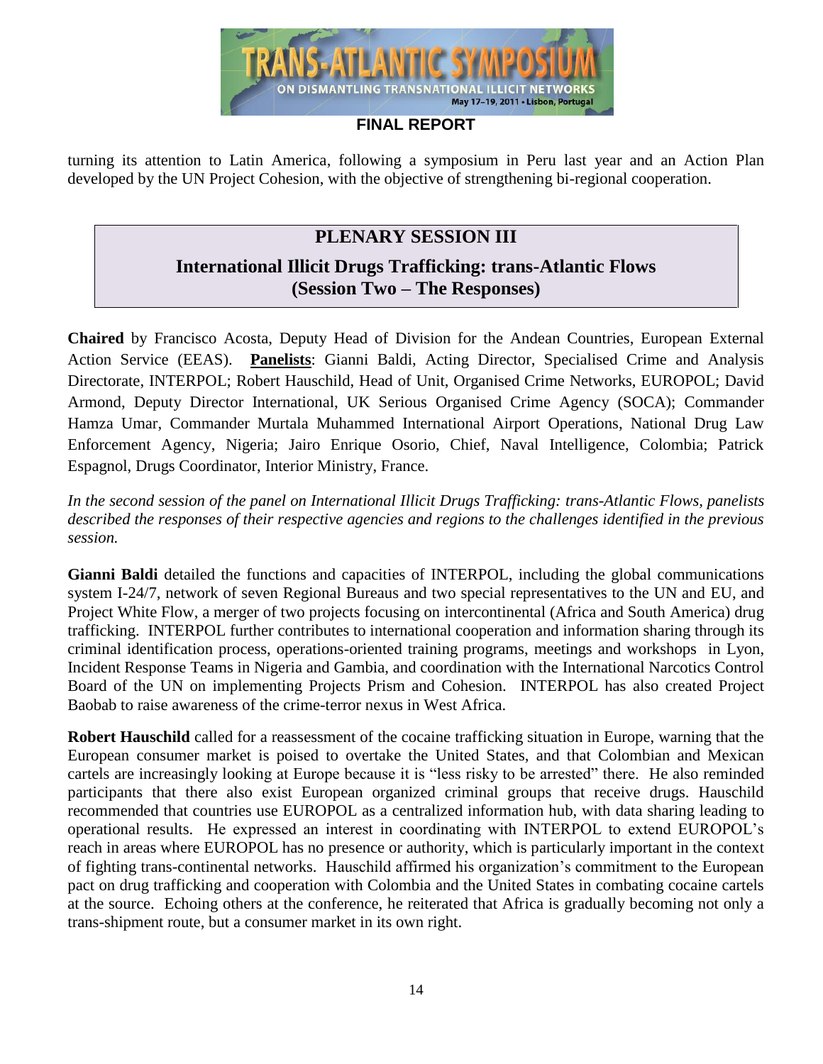turning its attention to Latin America, following a symposium in Peru last year and an Action Plan developed by the UN Project Cohesion, with the objective of strengthening bi-regional cooperation.

## PLENARY SESSION III

### International Illicit Drugs Trafficking: trans-Atlantic Flows (Session Two – The Responses)

**Chaired** by Francisco Acosta, Deputy Head of Division for the Andean Countries, European External Action Service (EEAS). **Panelists**: Gianni Baldi, Acting Director, Specialised Crime and Analysis Directorate, INTERPOL; Robert Hauschild, Head of Unit, Organised Crime Networks, EUROPOL; David Armond, Deputy Director International, UK Serious Organised Crime Agency (SOCA); Commander Hamza Umar, Commander Murtala Muhammed International Airport Operations, National Drug Law Enforcement Agency, Nigeria; Jairo Enrique Osorio, Chief, Naval Intelligence, Colombia; Patrick Espagnol, Drugs Coordinator, Interior Ministry, France.

*In the second session of the panel on International Illicit Drugs Trafficking: trans-Atlantic Flows, panelists described the responses of their respective agencies and regions to the challenges identified in the previous session.*

**Gianni Baldi** detailed the functions and capacities of INTERPOL, including the global communications system I-24/7, network of seven Regional Bureaus and two special representatives to the UN and EU, and Project White Flow, a merger of two projects focusing on intercontinental (Africa and South America) drug trafficking. INTERPOL further contributes to international cooperation and information sharing through its criminal identification process, operations-oriented training programs, meetings and workshops in Lyon, Incident Response Teams in Nigeria and Gambia, and coordination with the International Narcotics Control Board of the UN on implementing Projects Prism and Cohesion. INTERPOL has also created Project Baobab to raise awareness of the crime-terror nexus in West Africa.

**Robert Hauschild** called for a reassessment of the cocaine trafficking situation in Europe, warning that the European consumer market is poised to overtake the United States, and that Colombian and Mexican cartels are increasingly looking at Europe because it is "less risky to be arrested" there. He also reminded participants that there also exist European organized criminal groups that receive drugs. Hauschild recommended that countries use EUROPOL as a centralized information hub, with data sharing leading to operational results. He expressed an interest in coordinating with INTERPOL to extend EUROPOL's reach in areas where EUROPOL has no presence or authority, which is particularly important in the context of fighting trans-continental networks. Hauschild affirmed his organization's commitment to the European pact on drug trafficking and cooperation with Colombia and the United States in combating cocaine cartels at the source. Echoing others at the conference, he reiterated that Africa is gradually becoming not only a trans-shipment route, but a consumer market in its own right.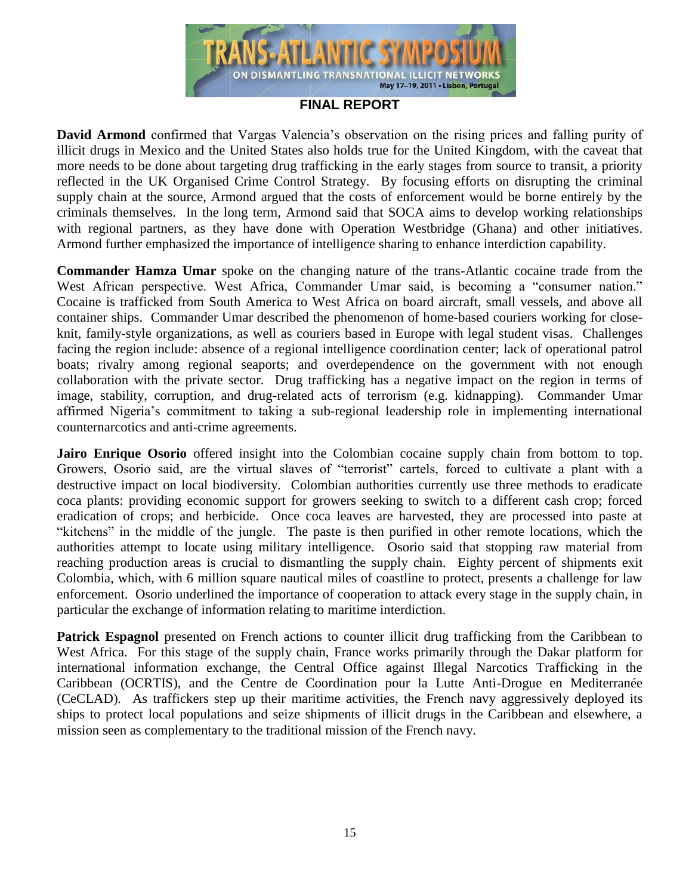**David Armond** confirmed that Vargas Valencia's observation on the rising prices and falling purity of illicit drugs in Mexico and the United States also holds true for the United Kingdom, with the caveat that more needs to be done about targeting drug trafficking in the early stages from source to transit, a priority reflected in the UK Organised Crime Control Strategy. By focusing efforts on disrupting the criminal supply chain at the source, Armond argued that the costs of enforcement would be borne entirely by the criminals themselves. In the long term, Armond said that SOCA aims to develop working relationships with regional partners, as they have done with Operation Westbridge (Ghana) and other initiatives. Armond further emphasized the importance of intelligence sharing to enhance interdiction capability.

**Commander Hamza Umar** spoke on the changing nature of the trans-Atlantic cocaine trade from the West African perspective. West Africa, Commander Umar said, is becoming a "consumer nation." Cocaine is trafficked from South America to West Africa on board aircraft, small vessels, and above all container ships. Commander Umar described the phenomenon of home-based couriers working for close-knit, family-style organizations, as well as couriers based in Europe with legal student visas. Challenges facing the region include: absence of a regional intelligence coordination center; lack of operational patrol boats; rivalry among regional seaports; and overdependence on the government with not enough collaboration with the private sector. Drug trafficking has a negative impact on the region in terms of image, stability, corruption, and drug-related acts of terrorism (e.g. kidnapping). Commander Umar affirmed Nigeria's commitment to taking a sub-regional leadership role in implementing international counternarcotics and anti-crime agreements.

**Jairo Enrique Osorio** offered insight into the Colombian cocaine supply chain from bottom to top. Growers, Osorio said, are the virtual slaves of "terrorist" cartels, forced to cultivate a plant with a destructive impact on local biodiversity. Colombian authorities currently use three methods to eradicate coca plants: providing economic support for growers seeking to switch to a different cash crop; forced eradication of crops; and herbicide. Once coca leaves are harvested, they are processed into paste at "kitchens" in the middle of the jungle. The paste is then purified in other remote locations, which the authorities attempt to locate using military intelligence. Osorio said that stopping raw material from reaching production areas is crucial to dismantling the supply chain. Eighty percent of shipments exit Colombia, which, with 6 million square nautical miles of coastline to protect, presents a challenge for law enforcement. Osorio underlined the importance of cooperation to attack every stage in the supply chain, in particular the exchange of information relating to maritime interdiction.

**Patrick Espagnol** presented on French actions to counter illicit drug trafficking from the Caribbean to West Africa. For this stage of the supply chain, France works primarily through the Dakar platform for international information exchange, the Central Office against Illegal Narcotics Trafficking in the Caribbean (OCRTIS), and the Centre de Coordination pour la Lutte Anti-Drogue en Mediterranée (CeCLAD). As traffickers step up their maritime activities, the French navy aggressively deployed its ships to protect local populations and seize shipments of illicit drugs in the Caribbean and elsewhere, a mission seen as complementary to the traditional mission of the French navy.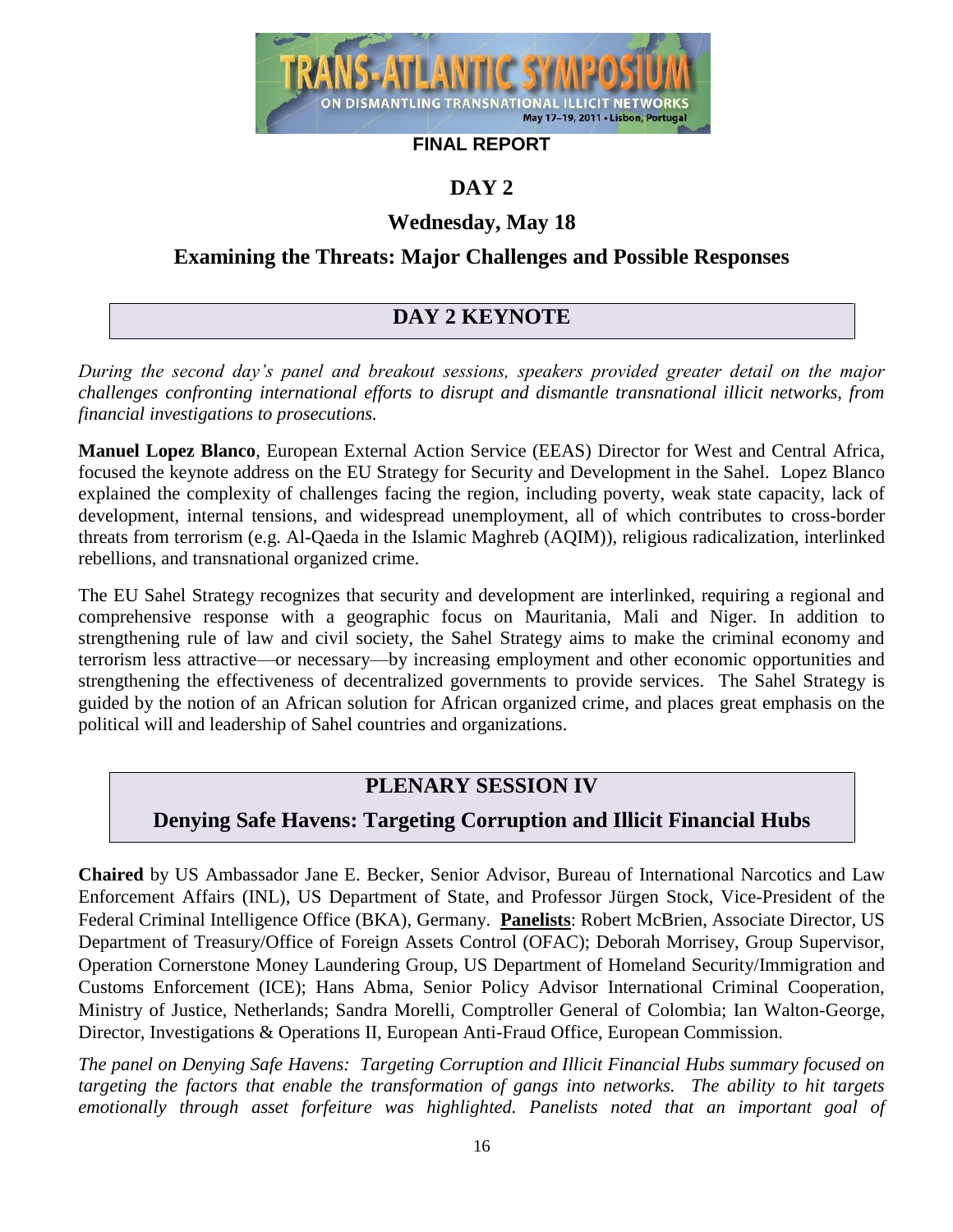**FINAL REPORT**

# DAY 2

## Wednesday, May 18

## Examining the Threats: Major Challenges and Possible Responses

### DAY 2 KEYNOTE

*During the second day's panel and breakout sessions, speakers provided greater detail on the major challenges confronting international efforts to disrupt and dismantle transnational illicit networks, from financial investigations to prosecutions.*

**Manuel Lopez Blanco**, European External Action Service (EEAS) Director for West and Central Africa, focused the keynote address on the EU Strategy for Security and Development in the Sahel. Lopez Blanco explained the complexity of challenges facing the region, including poverty, weak state capacity, lack of development, internal tensions, and widespread unemployment, all of which contributes to cross-border threats from terrorism (e.g. Al-Qaeda in the Islamic Maghreb (AQIM)), religious radicalization, interlinked rebellions, and transnational organized crime.

The EU Sahel Strategy recognizes that security and development are interlinked, requiring a regional and comprehensive response with a geographic focus on Mauritania, Mali and Niger. In addition to strengthening rule of law and civil society, the Sahel Strategy aims to make the criminal economy and terrorism less attractive—or necessary—by increasing employment and other economic opportunities and strengthening the effectiveness of decentralized governments to provide services. The Sahel Strategy is guided by the notion of an African solution for African organized crime, and places great emphasis on the political will and leadership of Sahel countries and organizations.

### PLENARY SESSION IV

### Denying Safe Havens: Targeting Corruption and Illicit Financial Hubs

**Chaired** by US Ambassador Jane E. Becker, Senior Advisor, Bureau of International Narcotics and Law Enforcement Affairs (INL), US Department of State, and Professor Jürgen Stock, Vice-President of the Federal Criminal Intelligence Office (BKA), Germany. **Panelists**: Robert McBrien, Associate Director, US Department of Treasury/Office of Foreign Assets Control (OFAC); Deborah Morrisey, Group Supervisor, Operation Cornerstone Money Laundering Group, US Department of Homeland Security/Immigration and Customs Enforcement (ICE); Hans Abma, Senior Policy Advisor International Criminal Cooperation, Ministry of Justice, Netherlands; Sandra Morelli, Comptroller General of Colombia; Ian Walton-George, Director, Investigations & Operations II, European Anti-Fraud Office, European Commission.

*The panel on Denying Safe Havens: Targeting Corruption and Illicit Financial Hubs summary focused on targeting the factors that enable the transformation of gangs into networks. The ability to hit targets emotionally through asset forfeiture was highlighted. Panelists noted that an important goal of*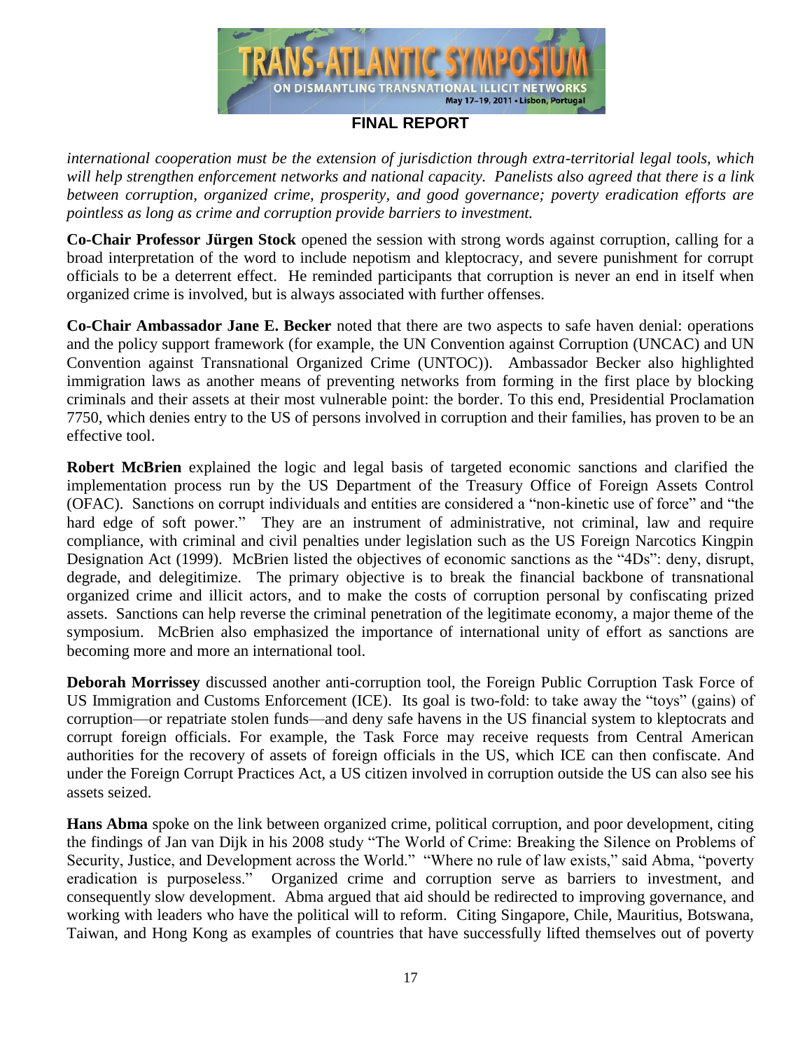*international cooperation must be the extension of jurisdiction through extra-territorial legal tools, which will help strengthen enforcement networks and national capacity. Panelists also agreed that there is a link between corruption, organized crime, prosperity, and good governance; poverty eradication efforts are pointless as long as crime and corruption provide barriers to investment.*

**Co-Chair Professor Jürgen Stock** opened the session with strong words against corruption, calling for a broad interpretation of the word to include nepotism and kleptocracy, and severe punishment for corrupt officials to be a deterrent effect. He reminded participants that corruption is never an end in itself when organized crime is involved, but is always associated with further offenses.

**Co-Chair Ambassador Jane E. Becker** noted that there are two aspects to safe haven denial: operations and the policy support framework (for example, the UN Convention against Corruption (UNCAC) and UN Convention against Transnational Organized Crime (UNTOC)). Ambassador Becker also highlighted immigration laws as another means of preventing networks from forming in the first place by blocking criminals and their assets at their most vulnerable point: the border. To this end, Presidential Proclamation 7750, which denies entry to the US of persons involved in corruption and their families, has proven to be an effective tool.

**Robert McBrien** explained the logic and legal basis of targeted economic sanctions and clarified the implementation process run by the US Department of the Treasury Office of Foreign Assets Control (OFAC). Sanctions on corrupt individuals and entities are considered a "non-kinetic use of force" and "the hard edge of soft power." They are an instrument of administrative, not criminal, law and require compliance, with criminal and civil penalties under legislation such as the US Foreign Narcotics Kingpin Designation Act (1999). McBrien listed the objectives of economic sanctions as the "4Ds": deny, disrupt, degrade, and delegitimize. The primary objective is to break the financial backbone of transnational organized crime and illicit actors, and to make the costs of corruption personal by confiscating prized assets. Sanctions can help reverse the criminal penetration of the legitimate economy, a major theme of the symposium. McBrien also emphasized the importance of international unity of effort as sanctions are becoming more and more an international tool.

**Deborah Morrissey** discussed another anti-corruption tool, the Foreign Public Corruption Task Force of US Immigration and Customs Enforcement (ICE). Its goal is two-fold: to take away the "toys" (gains) of corruption—or repatriate stolen funds—and deny safe havens in the US financial system to kleptocrats and corrupt foreign officials. For example, the Task Force may receive requests from Central American authorities for the recovery of assets of foreign officials in the US, which ICE can then confiscate. And under the Foreign Corrupt Practices Act, a US citizen involved in corruption outside the US can also see his assets seized.

**Hans Abma** spoke on the link between organized crime, political corruption, and poor development, citing the findings of Jan van Dijk in his 2008 study "The World of Crime: Breaking the Silence on Problems of Security, Justice, and Development across the World." "Where no rule of law exists," said Abma, "poverty eradication is purposeless." Organized crime and corruption serve as barriers to investment, and consequently slow development. Abma argued that aid should be redirected to improving governance, and working with leaders who have the political will to reform. Citing Singapore, Chile, Mauritius, Botswana, Taiwan, and Hong Kong as examples of countries that have successfully lifted themselves out of poverty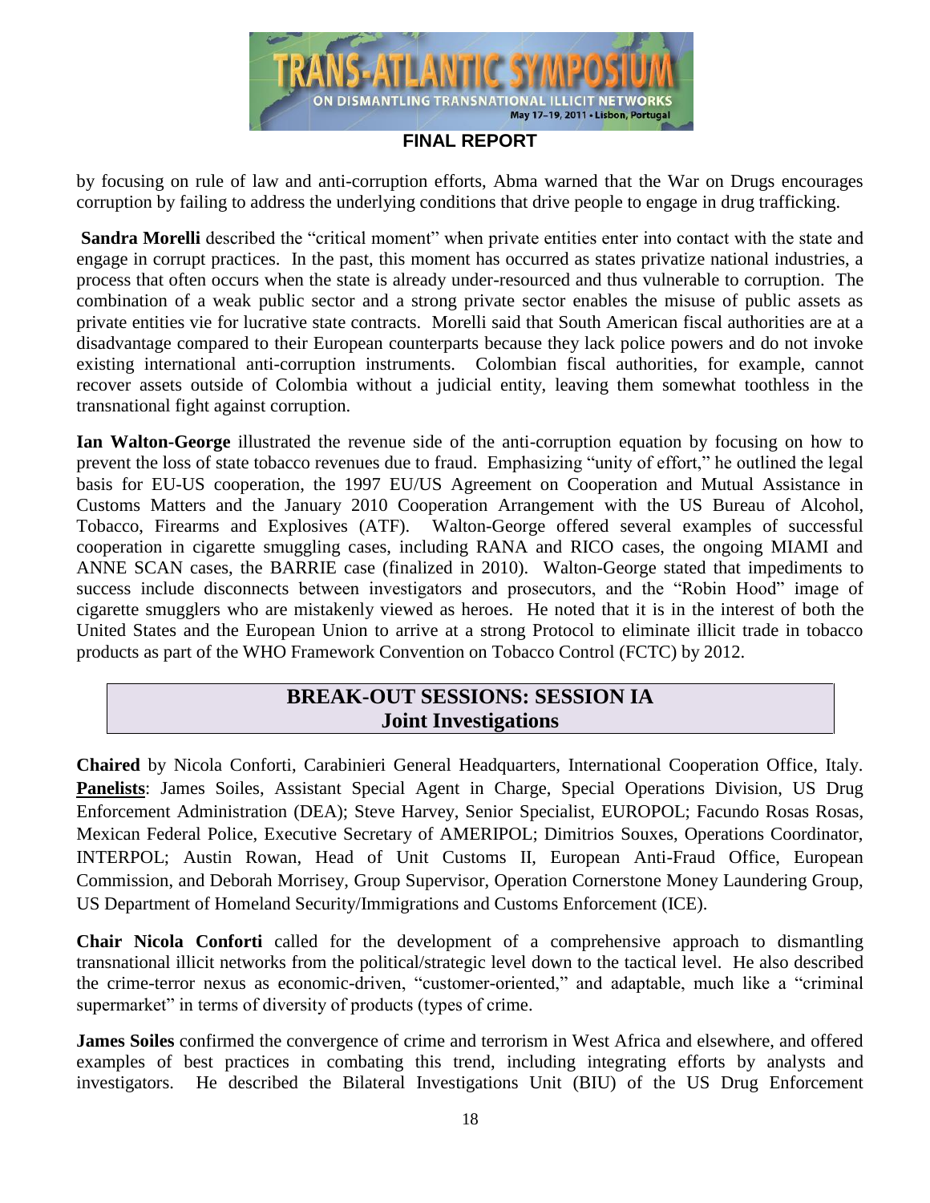by focusing on rule of law and anti-corruption efforts, Abma warned that the War on Drugs encourages corruption by failing to address the underlying conditions that drive people to engage in drug trafficking.

**Sandra Morelli** described the "critical moment" when private entities enter into contact with the state and engage in corrupt practices. In the past, this moment has occurred as states privatize national industries, a process that often occurs when the state is already under-resourced and thus vulnerable to corruption. The combination of a weak public sector and a strong private sector enables the misuse of public assets as private entities vie for lucrative state contracts. Morelli said that South American fiscal authorities are at a disadvantage compared to their European counterparts because they lack police powers and do not invoke existing international anti-corruption instruments. Colombian fiscal authorities, for example, cannot recover assets outside of Colombia without a judicial entity, leaving them somewhat toothless in the transnational fight against corruption.

**Ian Walton-George** illustrated the revenue side of the anti-corruption equation by focusing on how to prevent the loss of state tobacco revenues due to fraud. Emphasizing "unity of effort," he outlined the legal basis for EU-US cooperation, the 1997 EU/US Agreement on Cooperation and Mutual Assistance in Customs Matters and the January 2010 Cooperation Arrangement with the US Bureau of Alcohol, Tobacco, Firearms and Explosives (ATF). Walton-George offered several examples of successful cooperation in cigarette smuggling cases, including RANA and RICO cases, the ongoing MIAMI and ANNE SCAN cases, the BARRIE case (finalized in 2010). Walton-George stated that impediments to success include disconnects between investigators and prosecutors, and the "Robin Hood" image of cigarette smugglers who are mistakenly viewed as heroes. He noted that it is in the interest of both the United States and the European Union to arrive at a strong Protocol to eliminate illicit trade in tobacco products as part of the WHO Framework Convention on Tobacco Control (FCTC) by 2012.

## BREAK-OUT SESSIONS: SESSION IA
## Joint Investigations

**Chaired** by Nicola Conforti, Carabinieri General Headquarters, International Cooperation Office, Italy. **Panelists**: James Soiles, Assistant Special Agent in Charge, Special Operations Division, US Drug Enforcement Administration (DEA); Steve Harvey, Senior Specialist, EUROPOL; Facundo Rosas Rosas, Mexican Federal Police, Executive Secretary of AMERIPOL; Dimitrios Souxes, Operations Coordinator, INTERPOL; Austin Rowan, Head of Unit Customs II, European Anti-Fraud Office, European Commission, and Deborah Morrisey, Group Supervisor, Operation Cornerstone Money Laundering Group, US Department of Homeland Security/Immigrations and Customs Enforcement (ICE).

**Chair Nicola Conforti** called for the development of a comprehensive approach to dismantling transnational illicit networks from the political/strategic level down to the tactical level. He also described the crime-terror nexus as economic-driven, "customer-oriented," and adaptable, much like a "criminal supermarket" in terms of diversity of products (types of crime.

**James Soiles** confirmed the convergence of crime and terrorism in West Africa and elsewhere, and offered examples of best practices in combating this trend, including integrating efforts by analysts and investigators. He described the Bilateral Investigations Unit (BIU) of the US Drug Enforcement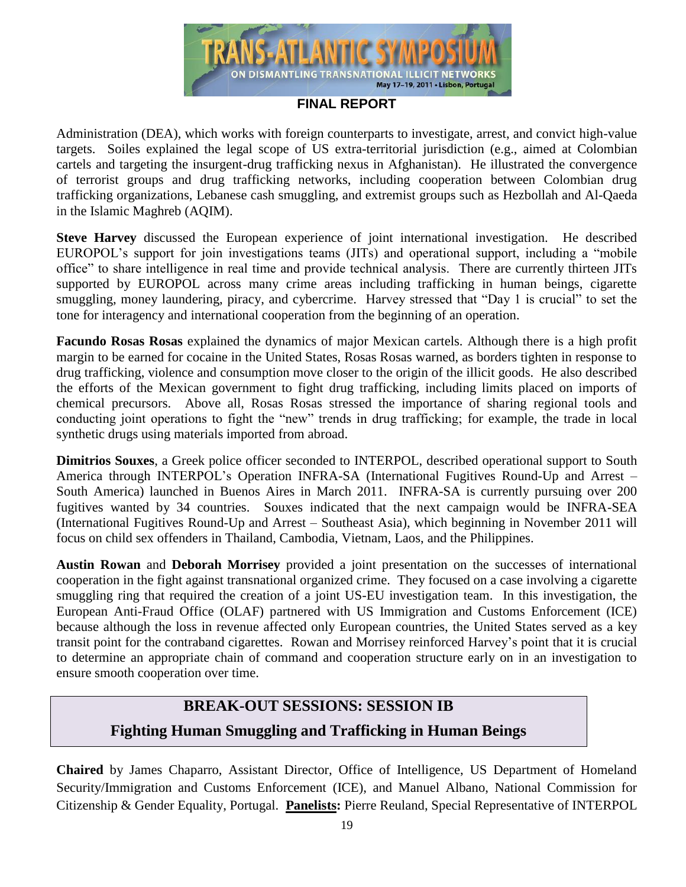Administration (DEA), which works with foreign counterparts to investigate, arrest, and convict high-value targets. Soiles explained the legal scope of US extra-territorial jurisdiction (e.g., aimed at Colombian cartels and targeting the insurgent-drug trafficking nexus in Afghanistan). He illustrated the convergence of terrorist groups and drug trafficking networks, including cooperation between Colombian drug trafficking organizations, Lebanese cash smuggling, and extremist groups such as Hezbollah and Al-Qaeda in the Islamic Maghreb (AQIM).

**Steve Harvey** discussed the European experience of joint international investigation. He described EUROPOL's support for join investigations teams (JITs) and operational support, including a "mobile office" to share intelligence in real time and provide technical analysis. There are currently thirteen JITs supported by EUROPOL across many crime areas including trafficking in human beings, cigarette smuggling, money laundering, piracy, and cybercrime. Harvey stressed that "Day 1 is crucial" to set the tone for interagency and international cooperation from the beginning of an operation.

**Facundo Rosas Rosas** explained the dynamics of major Mexican cartels. Although there is a high profit margin to be earned for cocaine in the United States, Rosas Rosas warned, as borders tighten in response to drug trafficking, violence and consumption move closer to the origin of the illicit goods. He also described the efforts of the Mexican government to fight drug trafficking, including limits placed on imports of chemical precursors. Above all, Rosas Rosas stressed the importance of sharing regional tools and conducting joint operations to fight the "new" trends in drug trafficking; for example, the trade in local synthetic drugs using materials imported from abroad.

**Dimitrios Souxes**, a Greek police officer seconded to INTERPOL, described operational support to South America through INTERPOL's Operation INFRA-SA (International Fugitives Round-Up and Arrest – South America) launched in Buenos Aires in March 2011. INFRA-SA is currently pursuing over 200 fugitives wanted by 34 countries. Souxes indicated that the next campaign would be INFRA-SEA (International Fugitives Round-Up and Arrest – Southeast Asia), which beginning in November 2011 will focus on child sex offenders in Thailand, Cambodia, Vietnam, Laos, and the Philippines.

**Austin Rowan** and **Deborah Morrisey** provided a joint presentation on the successes of international cooperation in the fight against transnational organized crime. They focused on a case involving a cigarette smuggling ring that required the creation of a joint US-EU investigation team. In this investigation, the European Anti-Fraud Office (OLAF) partnered with US Immigration and Customs Enforcement (ICE) because although the loss in revenue affected only European countries, the United States served as a key transit point for the contraband cigarettes. Rowan and Morrisey reinforced Harvey's point that it is crucial to determine an appropriate chain of command and cooperation structure early on in an investigation to ensure smooth cooperation over time.

## BREAK-OUT SESSIONS: SESSION IB

## Fighting Human Smuggling and Trafficking in Human Beings

**Chaired** by James Chaparro, Assistant Director, Office of Intelligence, US Department of Homeland Security/Immigration and Customs Enforcement (ICE), and Manuel Albano, National Commission for Citizenship & Gender Equality, Portugal. **Panelists:** Pierre Reuland, Special Representative of INTERPOL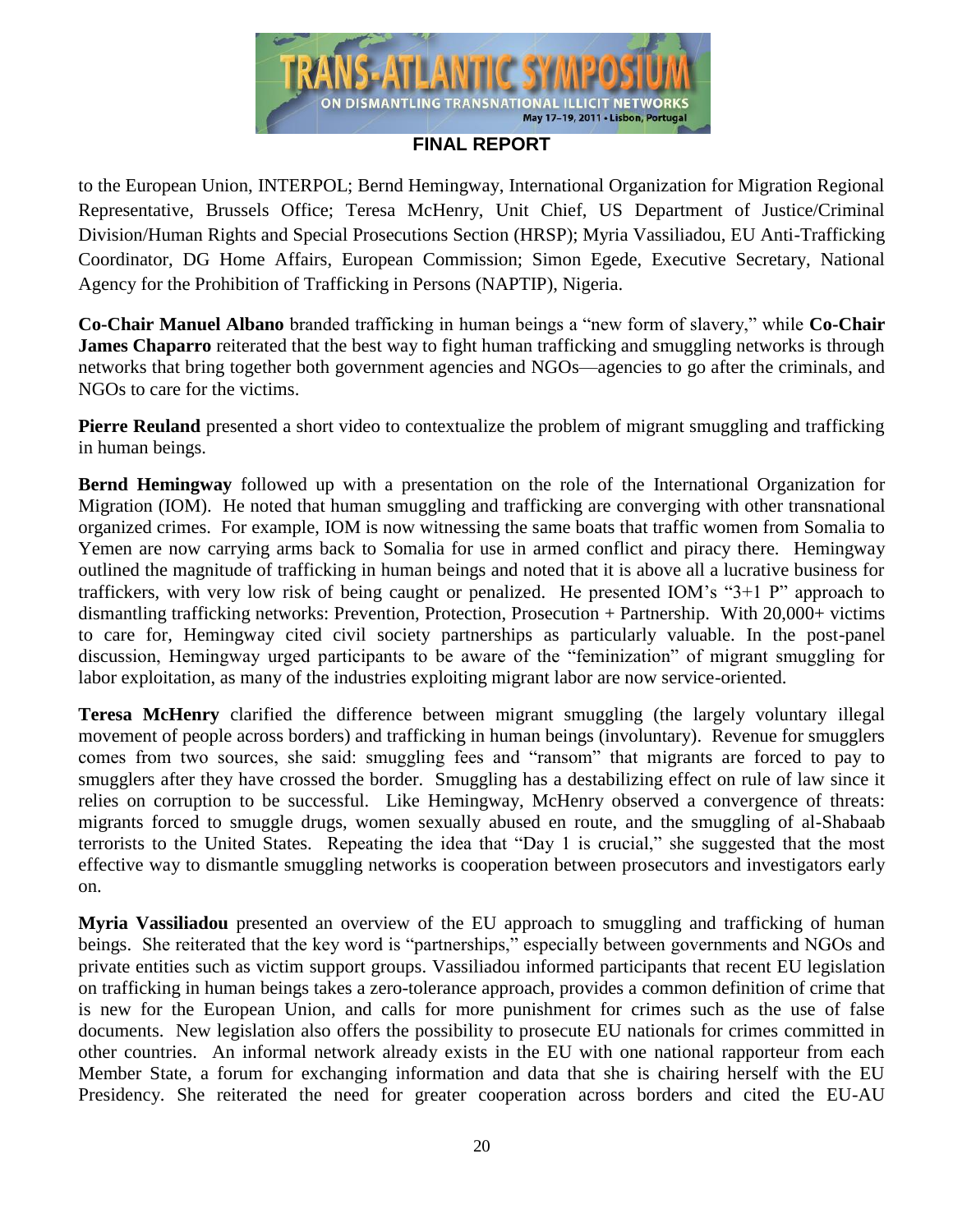to the European Union, INTERPOL; Bernd Hemingway, International Organization for Migration Regional Representative, Brussels Office; Teresa McHenry, Unit Chief, US Department of Justice/Criminal Division/Human Rights and Special Prosecutions Section (HRSP); Myria Vassiliadou, EU Anti-Trafficking Coordinator, DG Home Affairs, European Commission; Simon Egede, Executive Secretary, National Agency for the Prohibition of Trafficking in Persons (NAPTIP), Nigeria.

**Co-Chair Manuel Albano** branded trafficking in human beings a "new form of slavery," while **Co-Chair James Chaparro** reiterated that the best way to fight human trafficking and smuggling networks is through networks that bring together both government agencies and NGOs—agencies to go after the criminals, and NGOs to care for the victims.

**Pierre Reuland** presented a short video to contextualize the problem of migrant smuggling and trafficking in human beings.

**Bernd Hemingway** followed up with a presentation on the role of the International Organization for Migration (IOM). He noted that human smuggling and trafficking are converging with other transnational organized crimes. For example, IOM is now witnessing the same boats that traffic women from Somalia to Yemen are now carrying arms back to Somalia for use in armed conflict and piracy there. Hemingway outlined the magnitude of trafficking in human beings and noted that it is above all a lucrative business for traffickers, with very low risk of being caught or penalized. He presented IOM's "3+1 P" approach to dismantling trafficking networks: Prevention, Protection, Prosecution + Partnership. With 20,000+ victims to care for, Hemingway cited civil society partnerships as particularly valuable. In the post-panel discussion, Hemingway urged participants to be aware of the "feminization" of migrant smuggling for labor exploitation, as many of the industries exploiting migrant labor are now service-oriented.

**Teresa McHenry** clarified the difference between migrant smuggling (the largely voluntary illegal movement of people across borders) and trafficking in human beings (involuntary). Revenue for smugglers comes from two sources, she said: smuggling fees and "ransom" that migrants are forced to pay to smugglers after they have crossed the border. Smuggling has a destabilizing effect on rule of law since it relies on corruption to be successful. Like Hemingway, McHenry observed a convergence of threats: migrants forced to smuggle drugs, women sexually abused en route, and the smuggling of al-Shabaab terrorists to the United States. Repeating the idea that "Day 1 is crucial," she suggested that the most effective way to dismantle smuggling networks is cooperation between prosecutors and investigators early on.

**Myria Vassiliadou** presented an overview of the EU approach to smuggling and trafficking of human beings. She reiterated that the key word is "partnerships," especially between governments and NGOs and private entities such as victim support groups. Vassiliadou informed participants that recent EU legislation on trafficking in human beings takes a zero-tolerance approach, provides a common definition of crime that is new for the European Union, and calls for more punishment for crimes such as the use of false documents. New legislation also offers the possibility to prosecute EU nationals for crimes committed in other countries. An informal network already exists in the EU with one national rapporteur from each Member State, a forum for exchanging information and data that she is chairing herself with the EU Presidency. She reiterated the need for greater cooperation across borders and cited the EU-AU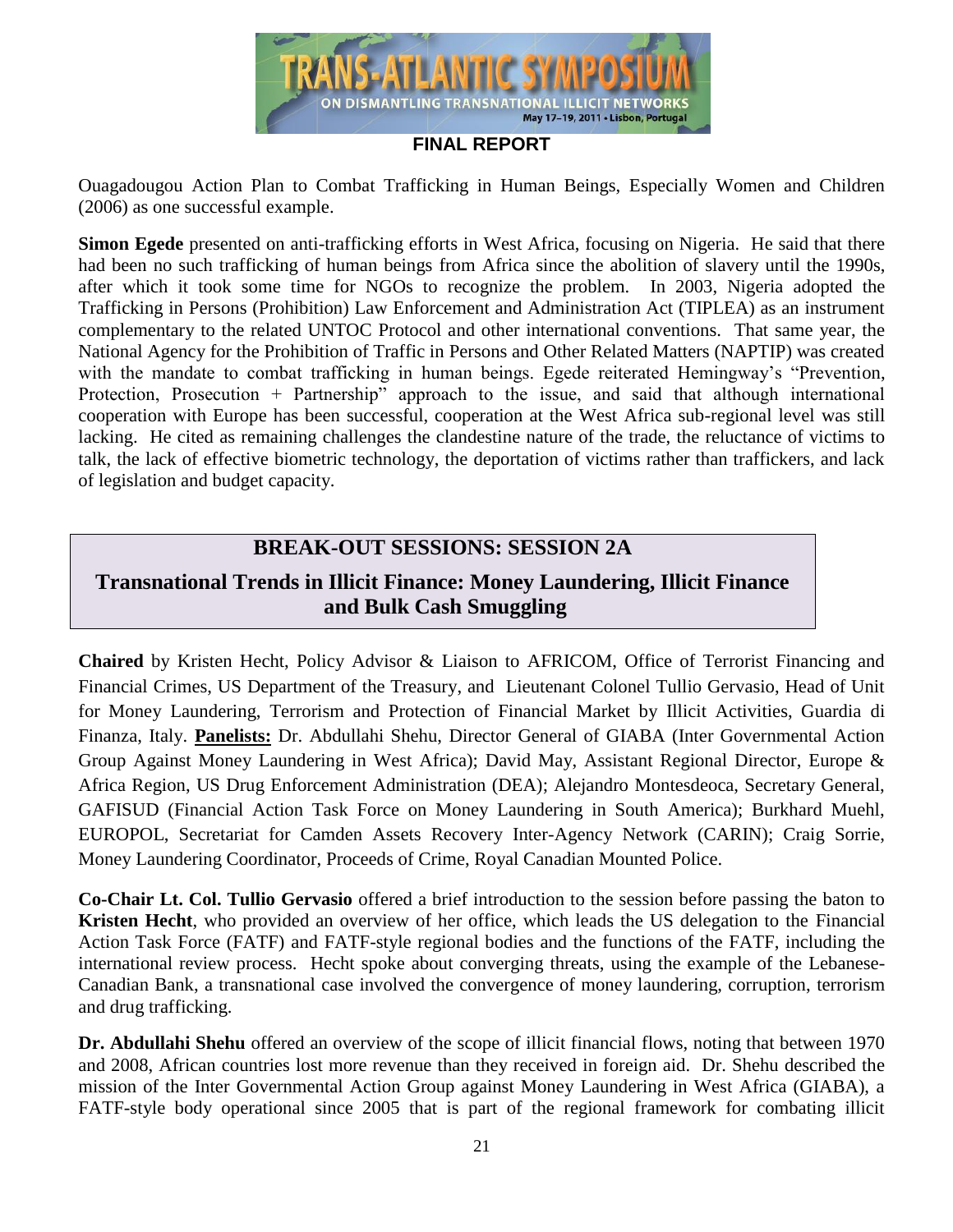Ouagadougou Action Plan to Combat Trafficking in Human Beings, Especially Women and Children (2006) as one successful example.

**Simon Egede** presented on anti-trafficking efforts in West Africa, focusing on Nigeria. He said that there had been no such trafficking of human beings from Africa since the abolition of slavery until the 1990s, after which it took some time for NGOs to recognize the problem. In 2003, Nigeria adopted the Trafficking in Persons (Prohibition) Law Enforcement and Administration Act (TIPLEA) as an instrument complementary to the related UNTOC Protocol and other international conventions. That same year, the National Agency for the Prohibition of Traffic in Persons and Other Related Matters (NAPTIP) was created with the mandate to combat trafficking in human beings. Egede reiterated Hemingway's "Prevention, Protection, Prosecution + Partnership" approach to the issue, and said that although international cooperation with Europe has been successful, cooperation at the West Africa sub-regional level was still lacking. He cited as remaining challenges the clandestine nature of the trade, the reluctance of victims to talk, the lack of effective biometric technology, the deportation of victims rather than traffickers, and lack of legislation and budget capacity.

## BREAK-OUT SESSIONS: SESSION 2A

### Transnational Trends in Illicit Finance: Money Laundering, Illicit Finance and Bulk Cash Smuggling

**Chaired** by Kristen Hecht, Policy Advisor & Liaison to AFRICOM, Office of Terrorist Financing and Financial Crimes, US Department of the Treasury, and Lieutenant Colonel Tullio Gervasio, Head of Unit for Money Laundering, Terrorism and Protection of Financial Market by Illicit Activities, Guardia di Finanza, Italy. **Panelists:** Dr. Abdullahi Shehu, Director General of GIABA (Inter Governmental Action Group Against Money Laundering in West Africa); David May, Assistant Regional Director, Europe & Africa Region, US Drug Enforcement Administration (DEA); Alejandro Montesdeoca, Secretary General, GAFISUD (Financial Action Task Force on Money Laundering in South America); Burkhard Muehl, EUROPOL, Secretariat for Camden Assets Recovery Inter-Agency Network (CARIN); Craig Sorrie, Money Laundering Coordinator, Proceeds of Crime, Royal Canadian Mounted Police.

**Co-Chair Lt. Col. Tullio Gervasio** offered a brief introduction to the session before passing the baton to **Kristen Hecht**, who provided an overview of her office, which leads the US delegation to the Financial Action Task Force (FATF) and FATF-style regional bodies and the functions of the FATF, including the international review process. Hecht spoke about converging threats, using the example of the Lebanese-Canadian Bank, a transnational case involved the convergence of money laundering, corruption, terrorism and drug trafficking.

**Dr. Abdullahi Shehu** offered an overview of the scope of illicit financial flows, noting that between 1970 and 2008, African countries lost more revenue than they received in foreign aid. Dr. Shehu described the mission of the Inter Governmental Action Group against Money Laundering in West Africa (GIABA), a FATF-style body operational since 2005 that is part of the regional framework for combating illicit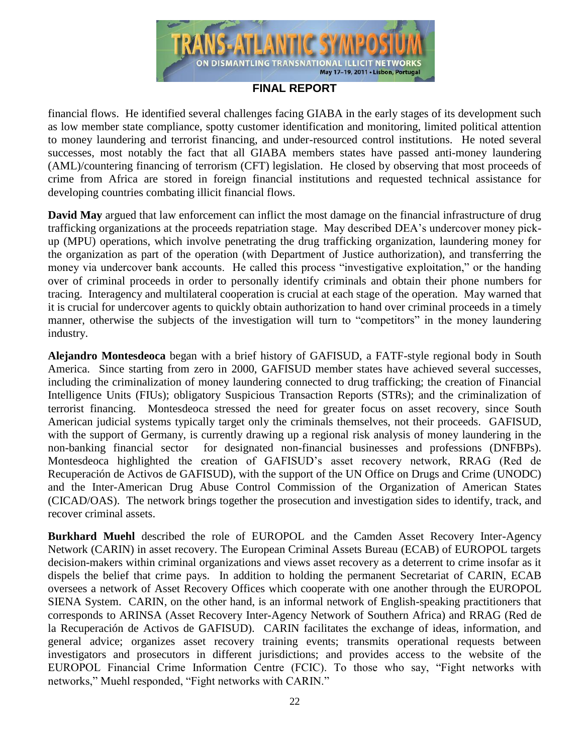financial flows. He identified several challenges facing GIABA in the early stages of its development such as low member state compliance, spotty customer identification and monitoring, limited political attention to money laundering and terrorist financing, and under-resourced control institutions. He noted several successes, most notably the fact that all GIABA members states have passed anti-money laundering (AML)/countering financing of terrorism (CFT) legislation. He closed by observing that most proceeds of crime from Africa are stored in foreign financial institutions and requested technical assistance for developing countries combating illicit financial flows.

**David May** argued that law enforcement can inflict the most damage on the financial infrastructure of drug trafficking organizations at the proceeds repatriation stage. May described DEA's undercover money pick-up (MPU) operations, which involve penetrating the drug trafficking organization, laundering money for the organization as part of the operation (with Department of Justice authorization), and transferring the money via undercover bank accounts. He called this process "investigative exploitation," or the handing over of criminal proceeds in order to personally identify criminals and obtain their phone numbers for tracing. Interagency and multilateral cooperation is crucial at each stage of the operation. May warned that it is crucial for undercover agents to quickly obtain authorization to hand over criminal proceeds in a timely manner, otherwise the subjects of the investigation will turn to "competitors" in the money laundering industry.

**Alejandro Montesdeoca** began with a brief history of GAFISUD, a FATF-style regional body in South America. Since starting from zero in 2000, GAFISUD member states have achieved several successes, including the criminalization of money laundering connected to drug trafficking; the creation of Financial Intelligence Units (FIUs); obligatory Suspicious Transaction Reports (STRs); and the criminalization of terrorist financing. Montesdeoca stressed the need for greater focus on asset recovery, since South American judicial systems typically target only the criminals themselves, not their proceeds. GAFISUD, with the support of Germany, is currently drawing up a regional risk analysis of money laundering in the non-banking financial sector for designated non-financial businesses and professions (DNFBPs). Montesdeoca highlighted the creation of GAFISUD's asset recovery network, RRAG (Red de Recuperación de Activos de GAFISUD), with the support of the UN Office on Drugs and Crime (UNODC) and the Inter-American Drug Abuse Control Commission of the Organization of American States (CICAD/OAS). The network brings together the prosecution and investigation sides to identify, track, and recover criminal assets.

**Burkhard Muehl** described the role of EUROPOL and the Camden Asset Recovery Inter-Agency Network (CARIN) in asset recovery. The European Criminal Assets Bureau (ECAB) of EUROPOL targets decision-makers within criminal organizations and views asset recovery as a deterrent to crime insofar as it dispels the belief that crime pays. In addition to holding the permanent Secretariat of CARIN, ECAB oversees a network of Asset Recovery Offices which cooperate with one another through the EUROPOL SIENA System. CARIN, on the other hand, is an informal network of English-speaking practitioners that corresponds to ARINSA (Asset Recovery Inter-Agency Network of Southern Africa) and RRAG (Red de la Recuperación de Activos de GAFISUD). CARIN facilitates the exchange of ideas, information, and general advice; organizes asset recovery training events; transmits operational requests between investigators and prosecutors in different jurisdictions; and provides access to the website of the EUROPOL Financial Crime Information Centre (FCIC). To those who say, "Fight networks with networks," Muehl responded, "Fight networks with CARIN."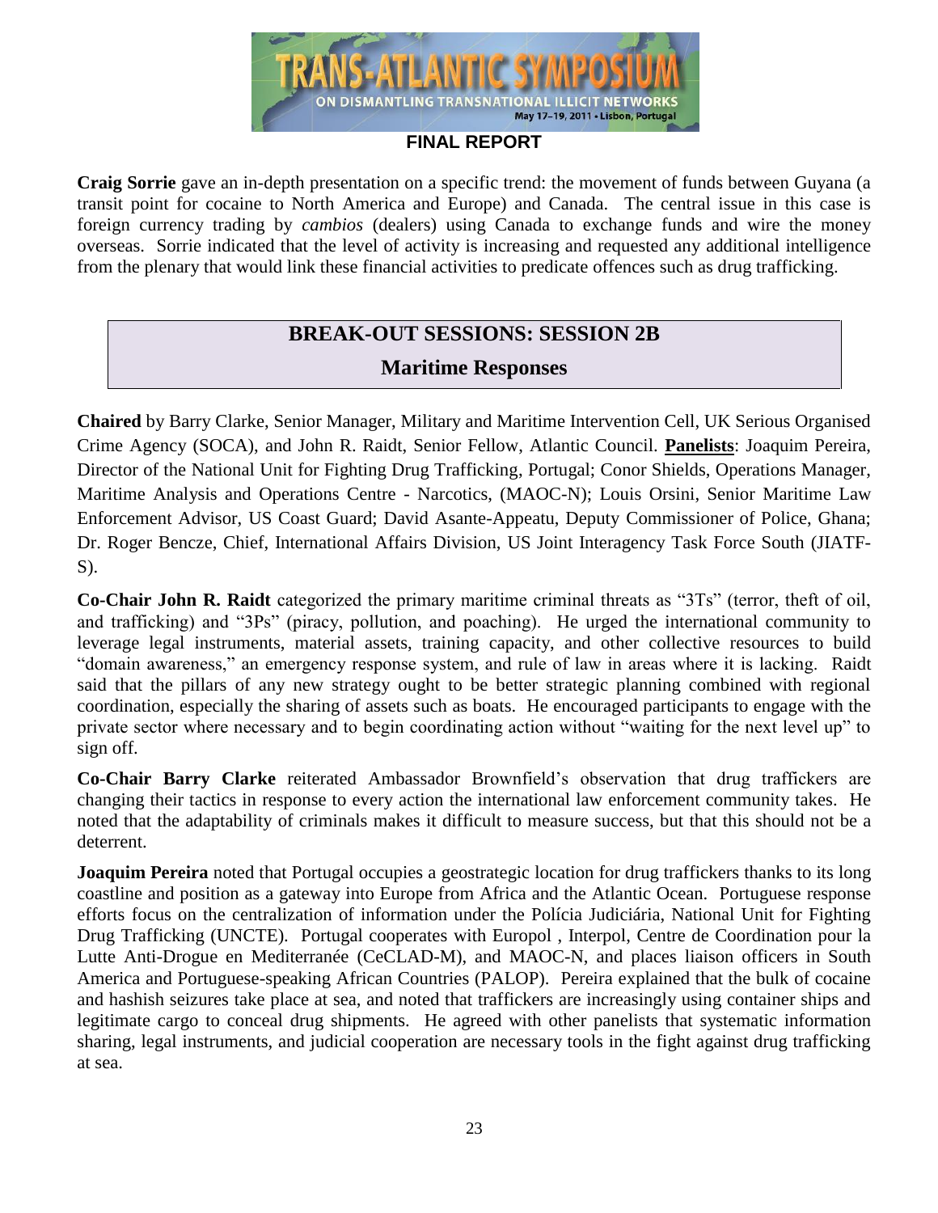**Craig Sorrie** gave an in-depth presentation on a specific trend: the movement of funds between Guyana (a transit point for cocaine to North America and Europe) and Canada. The central issue in this case is foreign currency trading by *cambios* (dealers) using Canada to exchange funds and wire the money overseas. Sorrie indicated that the level of activity is increasing and requested any additional intelligence from the plenary that would link these financial activities to predicate offences such as drug trafficking.

## BREAK-OUT SESSIONS: SESSION 2B

## Maritime Responses

**Chaired** by Barry Clarke, Senior Manager, Military and Maritime Intervention Cell, UK Serious Organised Crime Agency (SOCA), and John R. Raidt, Senior Fellow, Atlantic Council. **Panelists**: Joaquim Pereira, Director of the National Unit for Fighting Drug Trafficking, Portugal; Conor Shields, Operations Manager, Maritime Analysis and Operations Centre - Narcotics, (MAOC-N); Louis Orsini, Senior Maritime Law Enforcement Advisor, US Coast Guard; David Asante-Appeatu, Deputy Commissioner of Police, Ghana; Dr. Roger Bencze, Chief, International Affairs Division, US Joint Interagency Task Force South (JIATF-S).

**Co-Chair John R. Raidt** categorized the primary maritime criminal threats as "3Ts" (terror, theft of oil, and trafficking) and "3Ps" (piracy, pollution, and poaching). He urged the international community to leverage legal instruments, material assets, training capacity, and other collective resources to build "domain awareness," an emergency response system, and rule of law in areas where it is lacking. Raidt said that the pillars of any new strategy ought to be better strategic planning combined with regional coordination, especially the sharing of assets such as boats. He encouraged participants to engage with the private sector where necessary and to begin coordinating action without "waiting for the next level up" to sign off.

**Co-Chair Barry Clarke** reiterated Ambassador Brownfield's observation that drug traffickers are changing their tactics in response to every action the international law enforcement community takes. He noted that the adaptability of criminals makes it difficult to measure success, but that this should not be a deterrent.

**Joaquim Pereira** noted that Portugal occupies a geostrategic location for drug traffickers thanks to its long coastline and position as a gateway into Europe from Africa and the Atlantic Ocean. Portuguese response efforts focus on the centralization of information under the Polícia Judiciária, National Unit for Fighting Drug Trafficking (UNCTE). Portugal cooperates with Europol , Interpol, Centre de Coordination pour la Lutte Anti-Drogue en Mediterranée (CeCLAD-M), and MAOC-N, and places liaison officers in South America and Portuguese-speaking African Countries (PALOP). Pereira explained that the bulk of cocaine and hashish seizures take place at sea, and noted that traffickers are increasingly using container ships and legitimate cargo to conceal drug shipments. He agreed with other panelists that systematic information sharing, legal instruments, and judicial cooperation are necessary tools in the fight against drug trafficking at sea.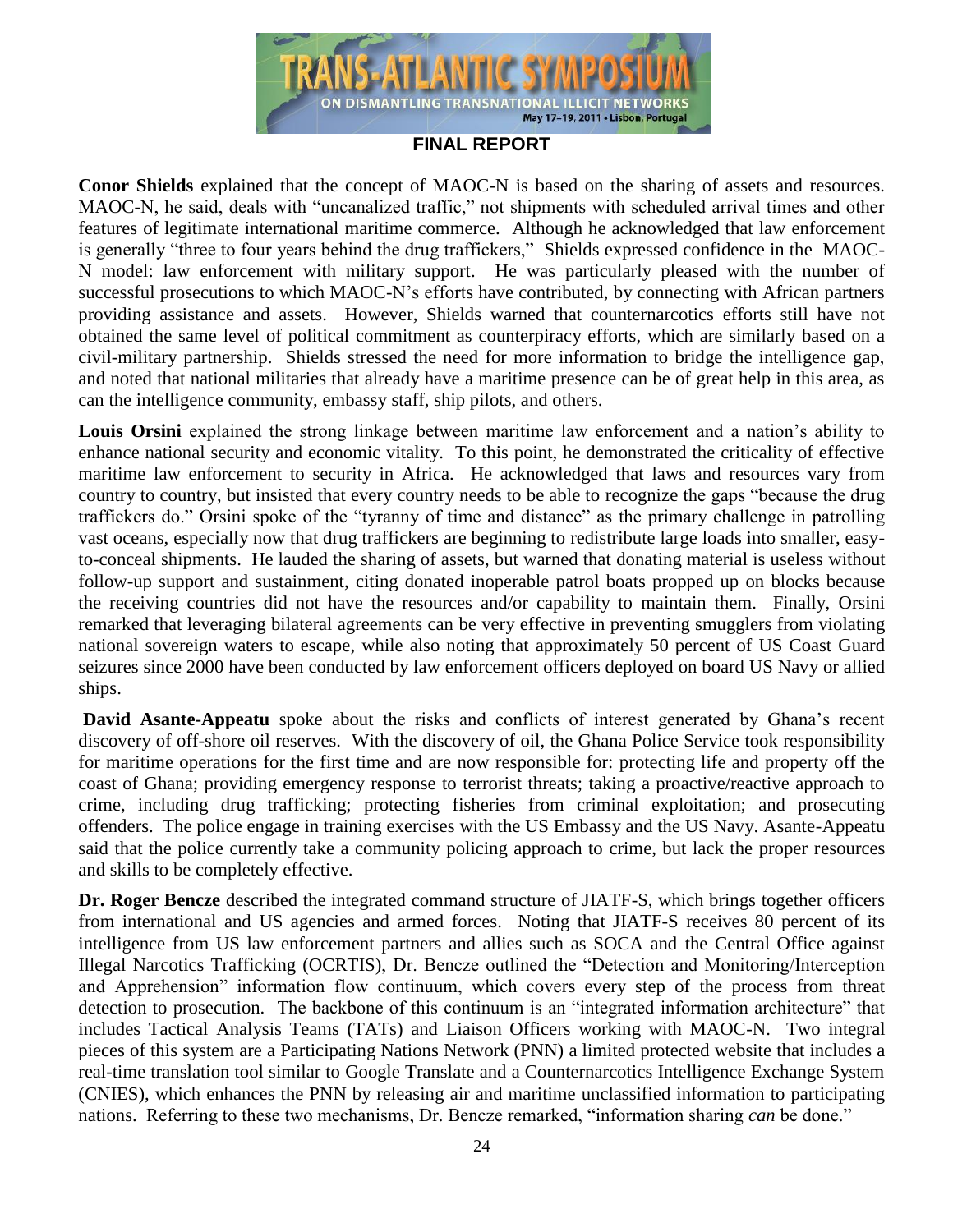**Conor Shields** explained that the concept of MAOC-N is based on the sharing of assets and resources. MAOC-N, he said, deals with "uncanalized traffic," not shipments with scheduled arrival times and other features of legitimate international maritime commerce. Although he acknowledged that law enforcement is generally "three to four years behind the drug traffickers," Shields expressed confidence in the MAOC-N model: law enforcement with military support. He was particularly pleased with the number of successful prosecutions to which MAOC-N's efforts have contributed, by connecting with African partners providing assistance and assets. However, Shields warned that counternarcotics efforts still have not obtained the same level of political commitment as counterpiracy efforts, which are similarly based on a civil-military partnership. Shields stressed the need for more information to bridge the intelligence gap, and noted that national militaries that already have a maritime presence can be of great help in this area, as can the intelligence community, embassy staff, ship pilots, and others.

**Louis Orsini** explained the strong linkage between maritime law enforcement and a nation's ability to enhance national security and economic vitality. To this point, he demonstrated the criticality of effective maritime law enforcement to security in Africa. He acknowledged that laws and resources vary from country to country, but insisted that every country needs to be able to recognize the gaps "because the drug traffickers do." Orsini spoke of the "tyranny of time and distance" as the primary challenge in patrolling vast oceans, especially now that drug traffickers are beginning to redistribute large loads into smaller, easy-to-conceal shipments. He lauded the sharing of assets, but warned that donating material is useless without follow-up support and sustainment, citing donated inoperable patrol boats propped up on blocks because the receiving countries did not have the resources and/or capability to maintain them. Finally, Orsini remarked that leveraging bilateral agreements can be very effective in preventing smugglers from violating national sovereign waters to escape, while also noting that approximately 50 percent of US Coast Guard seizures since 2000 have been conducted by law enforcement officers deployed on board US Navy or allied ships.

**David Asante-Appeatu** spoke about the risks and conflicts of interest generated by Ghana's recent discovery of off-shore oil reserves. With the discovery of oil, the Ghana Police Service took responsibility for maritime operations for the first time and are now responsible for: protecting life and property off the coast of Ghana; providing emergency response to terrorist threats; taking a proactive/reactive approach to crime, including drug trafficking; protecting fisheries from criminal exploitation; and prosecuting offenders. The police engage in training exercises with the US Embassy and the US Navy. Asante-Appeatu said that the police currently take a community policing approach to crime, but lack the proper resources and skills to be completely effective.

**Dr. Roger Bencze** described the integrated command structure of JIATF-S, which brings together officers from international and US agencies and armed forces. Noting that JIATF-S receives 80 percent of its intelligence from US law enforcement partners and allies such as SOCA and the Central Office against Illegal Narcotics Trafficking (OCRTIS), Dr. Bencze outlined the "Detection and Monitoring/Interception and Apprehension" information flow continuum, which covers every step of the process from threat detection to prosecution. The backbone of this continuum is an "integrated information architecture" that includes Tactical Analysis Teams (TATs) and Liaison Officers working with MAOC-N. Two integral pieces of this system are a Participating Nations Network (PNN) a limited protected website that includes a real-time translation tool similar to Google Translate and a Counternarcotics Intelligence Exchange System (CNIES), which enhances the PNN by releasing air and maritime unclassified information to participating nations. Referring to these two mechanisms, Dr. Bencze remarked, "information sharing *can* be done."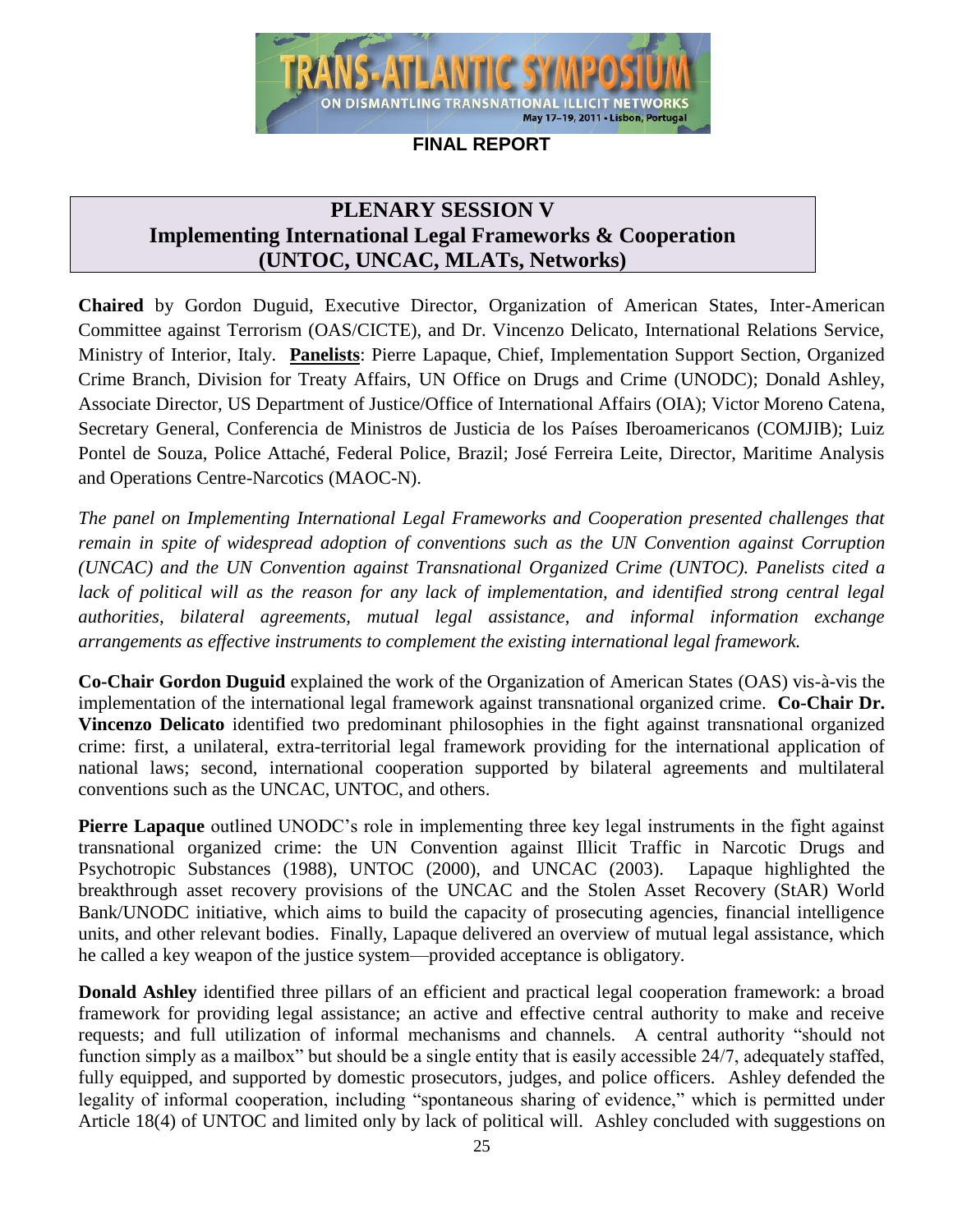**FINAL REPORT**

## PLENARY SESSION V
## Implementing International Legal Frameworks & Cooperation (UNTOC, UNCAC, MLATs, Networks)

**Chaired** by Gordon Duguid, Executive Director, Organization of American States, Inter-American Committee against Terrorism (OAS/CICTE), and Dr. Vincenzo Delicato, International Relations Service, Ministry of Interior, Italy. **Panelists**: Pierre Lapaque, Chief, Implementation Support Section, Organized Crime Branch, Division for Treaty Affairs, UN Office on Drugs and Crime (UNODC); Donald Ashley, Associate Director, US Department of Justice/Office of International Affairs (OIA); Victor Moreno Catena, Secretary General, Conferencia de Ministros de Justicia de los Países Iberoamericanos (COMJIB); Luiz Pontel de Souza, Police Attaché, Federal Police, Brazil; José Ferreira Leite, Director, Maritime Analysis and Operations Centre-Narcotics (MAOC-N).

*The panel on Implementing International Legal Frameworks and Cooperation presented challenges that remain in spite of widespread adoption of conventions such as the UN Convention against Corruption (UNCAC) and the UN Convention against Transnational Organized Crime (UNTOC). Panelists cited a lack of political will as the reason for any lack of implementation, and identified strong central legal authorities, bilateral agreements, mutual legal assistance, and informal information exchange arrangements as effective instruments to complement the existing international legal framework.*

**Co-Chair Gordon Duguid** explained the work of the Organization of American States (OAS) vis-à-vis the implementation of the international legal framework against transnational organized crime. **Co-Chair Dr. Vincenzo Delicato** identified two predominant philosophies in the fight against transnational organized crime: first, a unilateral, extra-territorial legal framework providing for the international application of national laws; second, international cooperation supported by bilateral agreements and multilateral conventions such as the UNCAC, UNTOC, and others.

**Pierre Lapaque** outlined UNODC's role in implementing three key legal instruments in the fight against transnational organized crime: the UN Convention against Illicit Traffic in Narcotic Drugs and Psychotropic Substances (1988), UNTOC (2000), and UNCAC (2003). Lapaque highlighted the breakthrough asset recovery provisions of the UNCAC and the Stolen Asset Recovery (StAR) World Bank/UNODC initiative, which aims to build the capacity of prosecuting agencies, financial intelligence units, and other relevant bodies. Finally, Lapaque delivered an overview of mutual legal assistance, which he called a key weapon of the justice system—provided acceptance is obligatory.

**Donald Ashley** identified three pillars of an efficient and practical legal cooperation framework: a broad framework for providing legal assistance; an active and effective central authority to make and receive requests; and full utilization of informal mechanisms and channels. A central authority "should not function simply as a mailbox" but should be a single entity that is easily accessible 24/7, adequately staffed, fully equipped, and supported by domestic prosecutors, judges, and police officers. Ashley defended the legality of informal cooperation, including "spontaneous sharing of evidence," which is permitted under Article 18(4) of UNTOC and limited only by lack of political will. Ashley concluded with suggestions on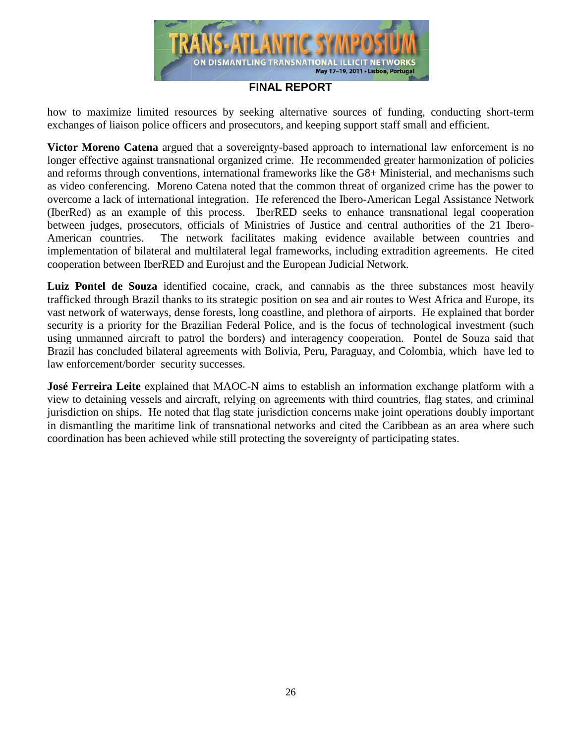how to maximize limited resources by seeking alternative sources of funding, conducting short-term exchanges of liaison police officers and prosecutors, and keeping support staff small and efficient.

**Victor Moreno Catena** argued that a sovereignty-based approach to international law enforcement is no longer effective against transnational organized crime. He recommended greater harmonization of policies and reforms through conventions, international frameworks like the G8+ Ministerial, and mechanisms such as video conferencing. Moreno Catena noted that the common threat of organized crime has the power to overcome a lack of international integration. He referenced the Ibero-American Legal Assistance Network (IberRed) as an example of this process. IberRED seeks to enhance transnational legal cooperation between judges, prosecutors, officials of Ministries of Justice and central authorities of the 21 Ibero-American countries. The network facilitates making evidence available between countries and implementation of bilateral and multilateral legal frameworks, including extradition agreements. He cited cooperation between IberRED and Eurojust and the European Judicial Network.

**Luiz Pontel de Souza** identified cocaine, crack, and cannabis as the three substances most heavily trafficked through Brazil thanks to its strategic position on sea and air routes to West Africa and Europe, its vast network of waterways, dense forests, long coastline, and plethora of airports. He explained that border security is a priority for the Brazilian Federal Police, and is the focus of technological investment (such using unmanned aircraft to patrol the borders) and interagency cooperation. Pontel de Souza said that Brazil has concluded bilateral agreements with Bolivia, Peru, Paraguay, and Colombia, which have led to law enforcement/border security successes.

**José Ferreira Leite** explained that MAOC-N aims to establish an information exchange platform with a view to detaining vessels and aircraft, relying on agreements with third countries, flag states, and criminal jurisdiction on ships. He noted that flag state jurisdiction concerns make joint operations doubly important in dismantling the maritime link of transnational networks and cited the Caribbean as an area where such coordination has been achieved while still protecting the sovereignty of participating states.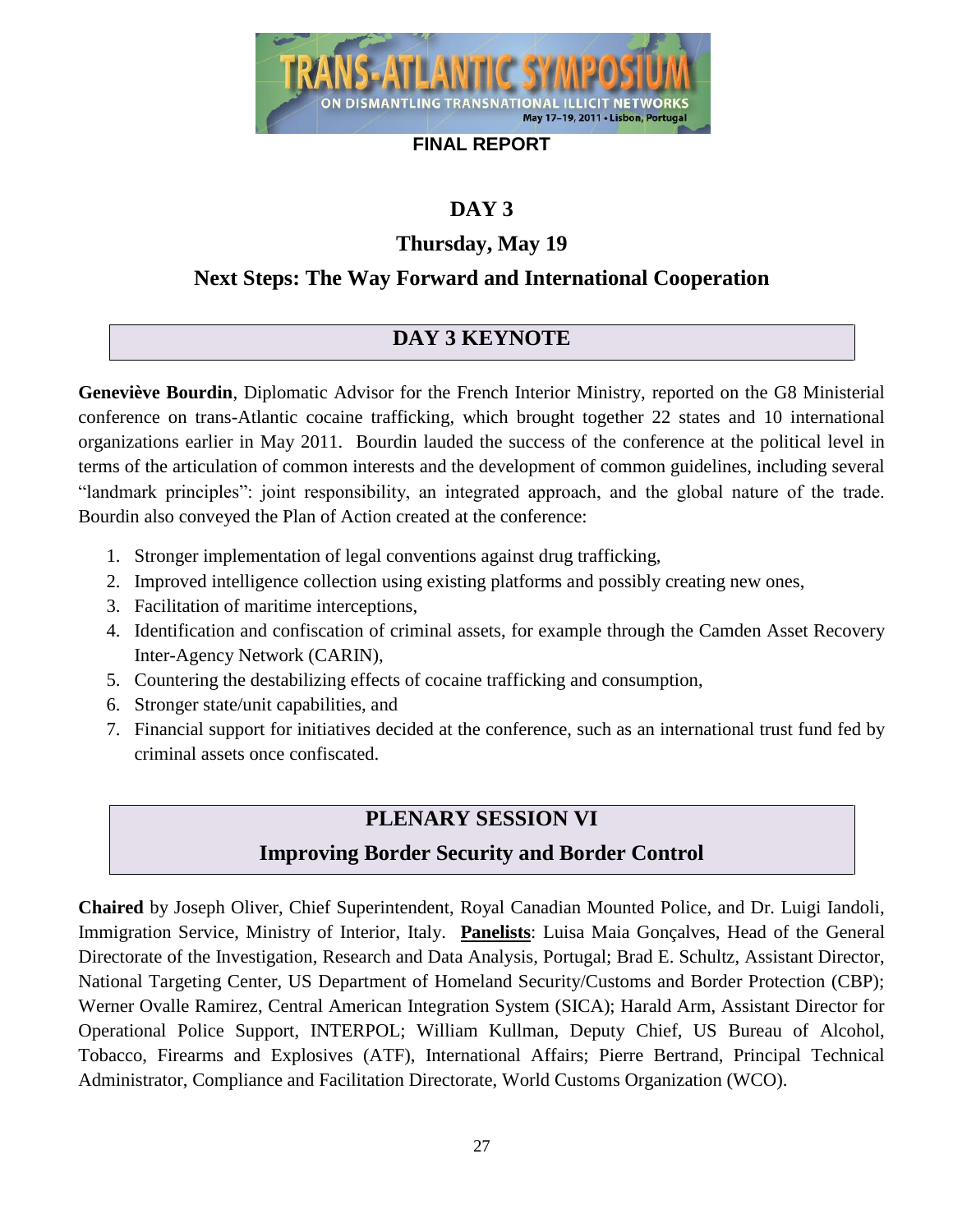**FINAL REPORT**

# DAY 3

## Thursday, May 19

## Next Steps: The Way Forward and International Cooperation

### DAY 3 KEYNOTE

**Geneviève Bourdin**, Diplomatic Advisor for the French Interior Ministry, reported on the G8 Ministerial conference on trans-Atlantic cocaine trafficking, which brought together 22 states and 10 international organizations earlier in May 2011. Bourdin lauded the success of the conference at the political level in terms of the articulation of common interests and the development of common guidelines, including several "landmark principles": joint responsibility, an integrated approach, and the global nature of the trade. Bourdin also conveyed the Plan of Action created at the conference:

1. Stronger implementation of legal conventions against drug trafficking,
2. Improved intelligence collection using existing platforms and possibly creating new ones,
3. Facilitation of maritime interceptions,
4. Identification and confiscation of criminal assets, for example through the Camden Asset Recovery Inter-Agency Network (CARIN),
5. Countering the destabilizing effects of cocaine trafficking and consumption,
6. Stronger state/unit capabilities, and
7. Financial support for initiatives decided at the conference, such as an international trust fund fed by criminal assets once confiscated.

### PLENARY SESSION VI

### Improving Border Security and Border Control

**Chaired** by Joseph Oliver, Chief Superintendent, Royal Canadian Mounted Police, and Dr. Luigi Iandoli, Immigration Service, Ministry of Interior, Italy. **Panelists**: Luisa Maia Gonçalves, Head of the General Directorate of the Investigation, Research and Data Analysis, Portugal; Brad E. Schultz, Assistant Director, National Targeting Center, US Department of Homeland Security/Customs and Border Protection (CBP); Werner Ovalle Ramirez, Central American Integration System (SICA); Harald Arm, Assistant Director for Operational Police Support, INTERPOL; William Kullman, Deputy Chief, US Bureau of Alcohol, Tobacco, Firearms and Explosives (ATF), International Affairs; Pierre Bertrand, Principal Technical Administrator, Compliance and Facilitation Directorate, World Customs Organization (WCO).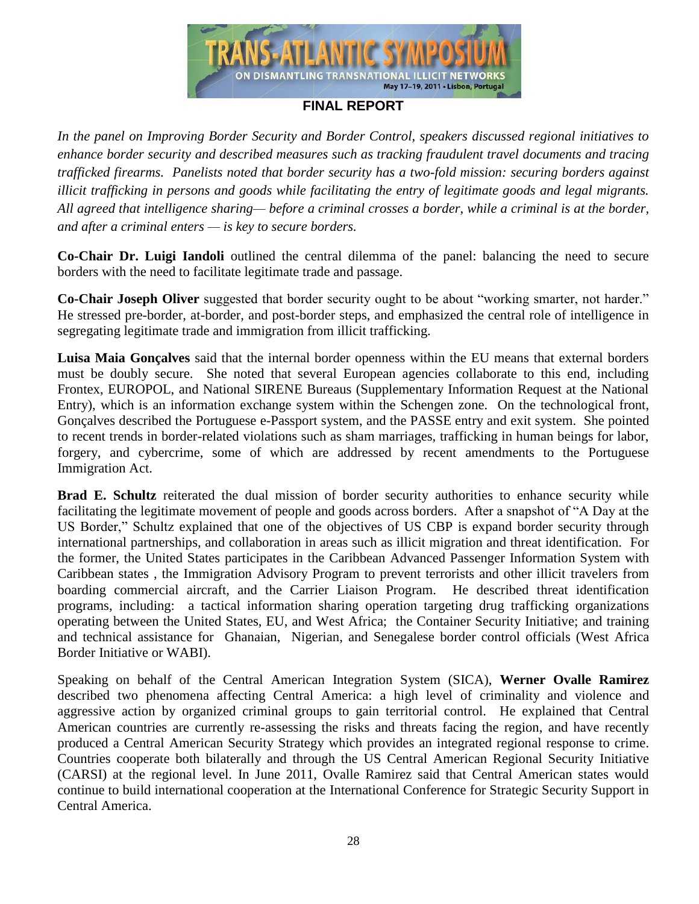*In the panel on Improving Border Security and Border Control, speakers discussed regional initiatives to enhance border security and described measures such as tracking fraudulent travel documents and tracing trafficked firearms. Panelists noted that border security has a two-fold mission: securing borders against illicit trafficking in persons and goods while facilitating the entry of legitimate goods and legal migrants. All agreed that intelligence sharing— before a criminal crosses a border, while a criminal is at the border, and after a criminal enters — is key to secure borders.*

**Co-Chair Dr. Luigi Iandoli** outlined the central dilemma of the panel: balancing the need to secure borders with the need to facilitate legitimate trade and passage.

**Co-Chair Joseph Oliver** suggested that border security ought to be about "working smarter, not harder." He stressed pre-border, at-border, and post-border steps, and emphasized the central role of intelligence in segregating legitimate trade and immigration from illicit trafficking.

**Luisa Maia Gonçalves** said that the internal border openness within the EU means that external borders must be doubly secure. She noted that several European agencies collaborate to this end, including Frontex, EUROPOL, and National SIRENE Bureaus (Supplementary Information Request at the National Entry), which is an information exchange system within the Schengen zone. On the technological front, Gonçalves described the Portuguese e-Passport system, and the PASSE entry and exit system. She pointed to recent trends in border-related violations such as sham marriages, trafficking in human beings for labor, forgery, and cybercrime, some of which are addressed by recent amendments to the Portuguese Immigration Act.

**Brad E. Schultz** reiterated the dual mission of border security authorities to enhance security while facilitating the legitimate movement of people and goods across borders. After a snapshot of "A Day at the US Border," Schultz explained that one of the objectives of US CBP is expand border security through international partnerships, and collaboration in areas such as illicit migration and threat identification. For the former, the United States participates in the Caribbean Advanced Passenger Information System with Caribbean states , the Immigration Advisory Program to prevent terrorists and other illicit travelers from boarding commercial aircraft, and the Carrier Liaison Program. He described threat identification programs, including: a tactical information sharing operation targeting drug trafficking organizations operating between the United States, EU, and West Africa; the Container Security Initiative; and training and technical assistance for Ghanaian, Nigerian, and Senegalese border control officials (West Africa Border Initiative or WABI).

Speaking on behalf of the Central American Integration System (SICA), **Werner Ovalle Ramirez** described two phenomena affecting Central America: a high level of criminality and violence and aggressive action by organized criminal groups to gain territorial control. He explained that Central American countries are currently re-assessing the risks and threats facing the region, and have recently produced a Central American Security Strategy which provides an integrated regional response to crime. Countries cooperate both bilaterally and through the US Central American Regional Security Initiative (CARSI) at the regional level. In June 2011, Ovalle Ramirez said that Central American states would continue to build international cooperation at the International Conference for Strategic Security Support in Central America.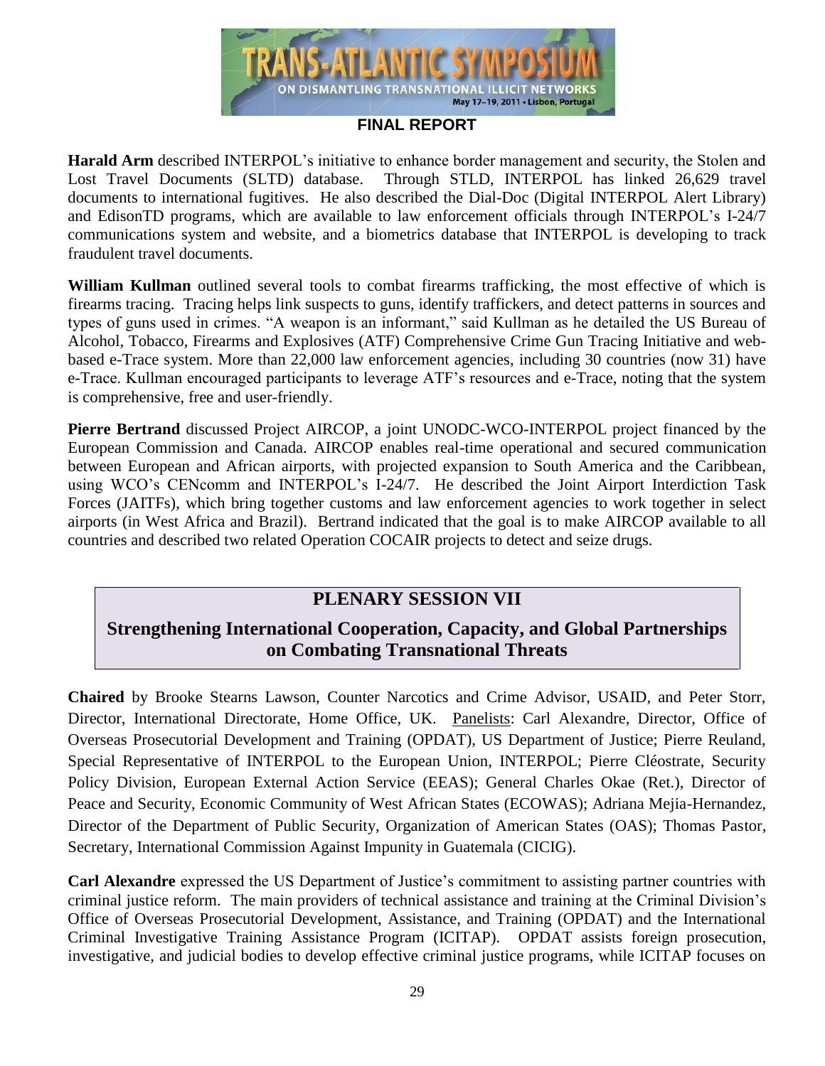**Harald Arm** described INTERPOL's initiative to enhance border management and security, the Stolen and Lost Travel Documents (SLTD) database. Through STLD, INTERPOL has linked 26,629 travel documents to international fugitives. He also described the Dial-Doc (Digital INTERPOL Alert Library) and EdisonTD programs, which are available to law enforcement officials through INTERPOL's I-24/7 communications system and website, and a biometrics database that INTERPOL is developing to track fraudulent travel documents.

**William Kullman** outlined several tools to combat firearms trafficking, the most effective of which is firearms tracing. Tracing helps link suspects to guns, identify traffickers, and detect patterns in sources and types of guns used in crimes. "A weapon is an informant," said Kullman as he detailed the US Bureau of Alcohol, Tobacco, Firearms and Explosives (ATF) Comprehensive Crime Gun Tracing Initiative and web-based e-Trace system. More than 22,000 law enforcement agencies, including 30 countries (now 31) have e-Trace. Kullman encouraged participants to leverage ATF's resources and e-Trace, noting that the system is comprehensive, free and user-friendly.

**Pierre Bertrand** discussed Project AIRCOP, a joint UNODC-WCO-INTERPOL project financed by the European Commission and Canada. AIRCOP enables real-time operational and secured communication between European and African airports, with projected expansion to South America and the Caribbean, using WCO's CENcomm and INTERPOL's I-24/7. He described the Joint Airport Interdiction Task Forces (JAITFs), which bring together customs and law enforcement agencies to work together in select airports (in West Africa and Brazil). Bertrand indicated that the goal is to make AIRCOP available to all countries and described two related Operation COCAIR projects to detect and seize drugs.

## PLENARY SESSION VII

## Strengthening International Cooperation, Capacity, and Global Partnerships on Combating Transnational Threats

**Chaired** by Brooke Stearns Lawson, Counter Narcotics and Crime Advisor, USAID, and Peter Storr, Director, International Directorate, Home Office, UK. Panelists: Carl Alexandre, Director, Office of Overseas Prosecutorial Development and Training (OPDAT), US Department of Justice; Pierre Reuland, Special Representative of INTERPOL to the European Union, INTERPOL; Pierre Cléostrate, Security Policy Division, European External Action Service (EEAS); General Charles Okae (Ret.), Director of Peace and Security, Economic Community of West African States (ECOWAS); Adriana Mejia-Hernandez, Director of the Department of Public Security, Organization of American States (OAS); Thomas Pastor, Secretary, International Commission Against Impunity in Guatemala (CICIG).

**Carl Alexandre** expressed the US Department of Justice's commitment to assisting partner countries with criminal justice reform. The main providers of technical assistance and training at the Criminal Division's Office of Overseas Prosecutorial Development, Assistance, and Training (OPDAT) and the International Criminal Investigative Training Assistance Program (ICITAP). OPDAT assists foreign prosecution, investigative, and judicial bodies to develop effective criminal justice programs, while ICITAP focuses on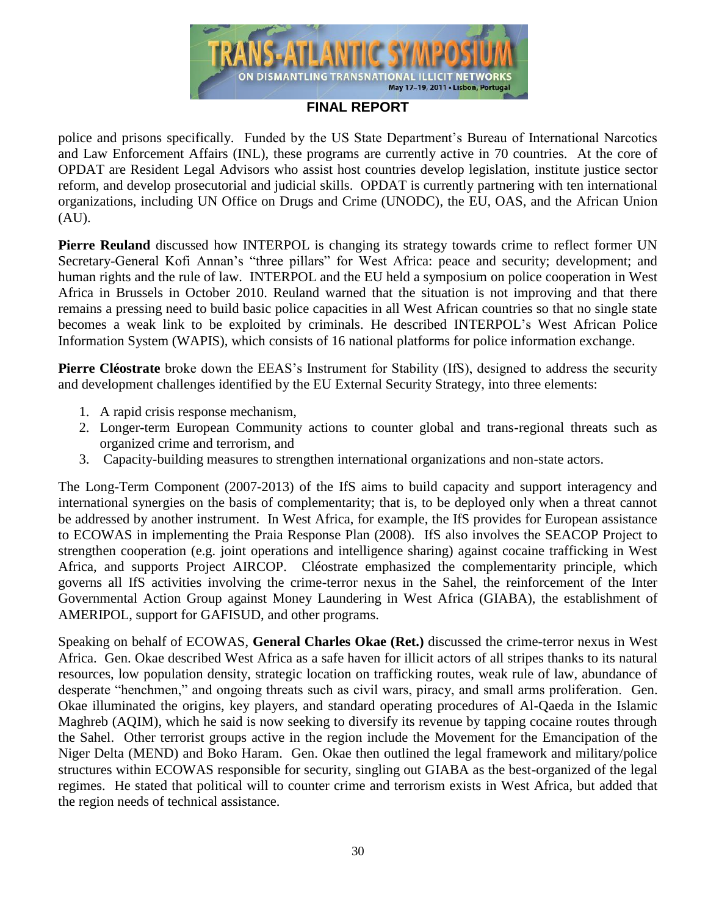police and prisons specifically. Funded by the US State Department's Bureau of International Narcotics and Law Enforcement Affairs (INL), these programs are currently active in 70 countries. At the core of OPDAT are Resident Legal Advisors who assist host countries develop legislation, institute justice sector reform, and develop prosecutorial and judicial skills. OPDAT is currently partnering with ten international organizations, including UN Office on Drugs and Crime (UNODC), the EU, OAS, and the African Union (AU).

**Pierre Reuland** discussed how INTERPOL is changing its strategy towards crime to reflect former UN Secretary-General Kofi Annan's "three pillars" for West Africa: peace and security; development; and human rights and the rule of law. INTERPOL and the EU held a symposium on police cooperation in West Africa in Brussels in October 2010. Reuland warned that the situation is not improving and that there remains a pressing need to build basic police capacities in all West African countries so that no single state becomes a weak link to be exploited by criminals. He described INTERPOL's West African Police Information System (WAPIS), which consists of 16 national platforms for police information exchange.

**Pierre Cléostrate** broke down the EEAS's Instrument for Stability (IfS), designed to address the security and development challenges identified by the EU External Security Strategy, into three elements:

1. A rapid crisis response mechanism,
2. Longer-term European Community actions to counter global and trans-regional threats such as organized crime and terrorism, and
3. Capacity-building measures to strengthen international organizations and non-state actors.

The Long-Term Component (2007-2013) of the IfS aims to build capacity and support interagency and international synergies on the basis of complementarity; that is, to be deployed only when a threat cannot be addressed by another instrument. In West Africa, for example, the IfS provides for European assistance to ECOWAS in implementing the Praia Response Plan (2008). IfS also involves the SEACOP Project to strengthen cooperation (e.g. joint operations and intelligence sharing) against cocaine trafficking in West Africa, and supports Project AIRCOP. Cléostrate emphasized the complementarity principle, which governs all IfS activities involving the crime-terror nexus in the Sahel, the reinforcement of the Inter Governmental Action Group against Money Laundering in West Africa (GIABA), the establishment of AMERIPOL, support for GAFISUD, and other programs.

Speaking on behalf of ECOWAS, **General Charles Okae (Ret.)** discussed the crime-terror nexus in West Africa. Gen. Okae described West Africa as a safe haven for illicit actors of all stripes thanks to its natural resources, low population density, strategic location on trafficking routes, weak rule of law, abundance of desperate "henchmen," and ongoing threats such as civil wars, piracy, and small arms proliferation. Gen. Okae illuminated the origins, key players, and standard operating procedures of Al-Qaeda in the Islamic Maghreb (AQIM), which he said is now seeking to diversify its revenue by tapping cocaine routes through the Sahel. Other terrorist groups active in the region include the Movement for the Emancipation of the Niger Delta (MEND) and Boko Haram. Gen. Okae then outlined the legal framework and military/police structures within ECOWAS responsible for security, singling out GIABA as the best-organized of the legal regimes. He stated that political will to counter crime and terrorism exists in West Africa, but added that the region needs of technical assistance.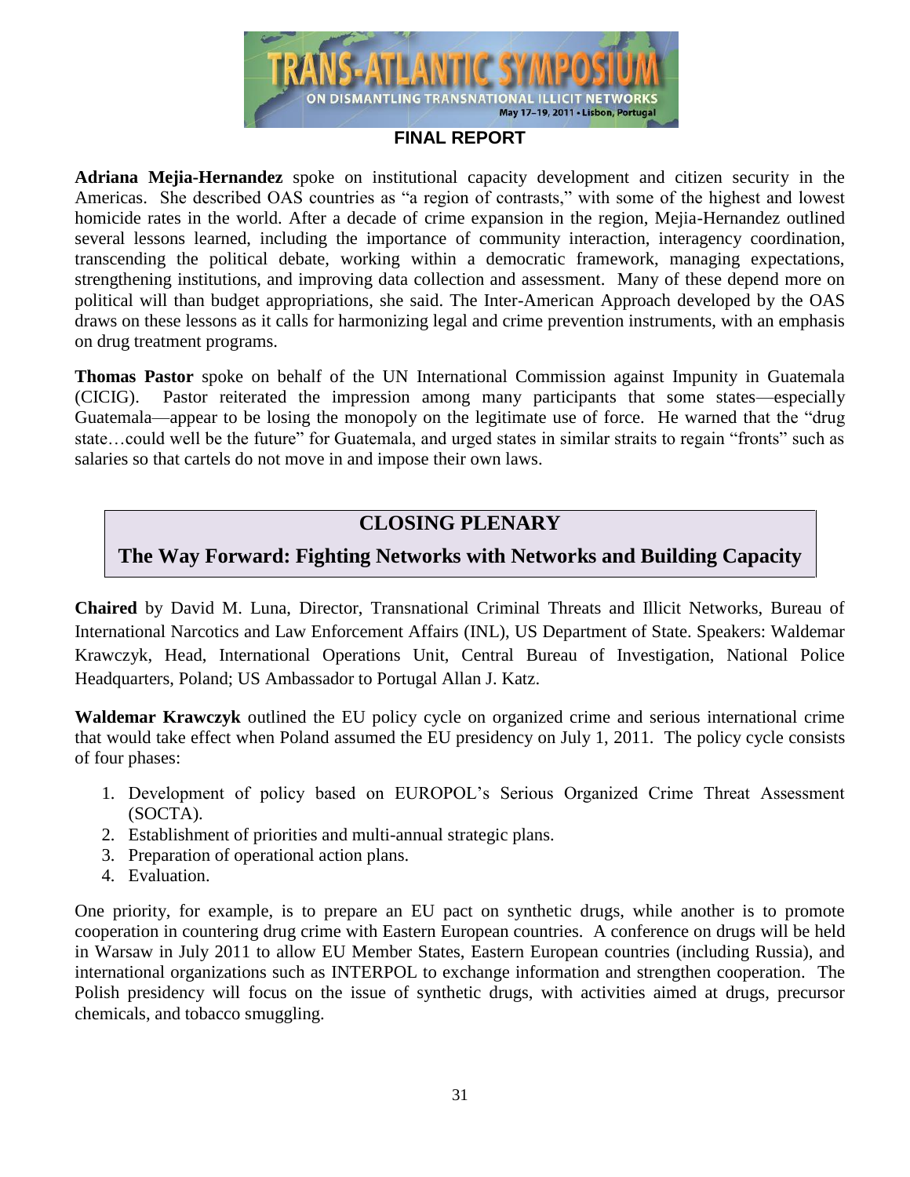**Adriana Mejia-Hernandez** spoke on institutional capacity development and citizen security in the Americas. She described OAS countries as "a region of contrasts," with some of the highest and lowest homicide rates in the world. After a decade of crime expansion in the region, Mejia-Hernandez outlined several lessons learned, including the importance of community interaction, interagency coordination, transcending the political debate, working within a democratic framework, managing expectations, strengthening institutions, and improving data collection and assessment. Many of these depend more on political will than budget appropriations, she said. The Inter-American Approach developed by the OAS draws on these lessons as it calls for harmonizing legal and crime prevention instruments, with an emphasis on drug treatment programs.

**Thomas Pastor** spoke on behalf of the UN International Commission against Impunity in Guatemala (CICIG). Pastor reiterated the impression among many participants that some states—especially Guatemala—appear to be losing the monopoly on the legitimate use of force. He warned that the "drug state…could well be the future" for Guatemala, and urged states in similar straits to regain "fronts" such as salaries so that cartels do not move in and impose their own laws.

## CLOSING PLENARY

## The Way Forward: Fighting Networks with Networks and Building Capacity

**Chaired** by David M. Luna, Director, Transnational Criminal Threats and Illicit Networks, Bureau of International Narcotics and Law Enforcement Affairs (INL), US Department of State. Speakers: Waldemar Krawczyk, Head, International Operations Unit, Central Bureau of Investigation, National Police Headquarters, Poland; US Ambassador to Portugal Allan J. Katz.

**Waldemar Krawczyk** outlined the EU policy cycle on organized crime and serious international crime that would take effect when Poland assumed the EU presidency on July 1, 2011. The policy cycle consists of four phases:

1. Development of policy based on EUROPOL's Serious Organized Crime Threat Assessment (SOCTA).
2. Establishment of priorities and multi-annual strategic plans.
3. Preparation of operational action plans.
4. Evaluation.

One priority, for example, is to prepare an EU pact on synthetic drugs, while another is to promote cooperation in countering drug crime with Eastern European countries. A conference on drugs will be held in Warsaw in July 2011 to allow EU Member States, Eastern European countries (including Russia), and international organizations such as INTERPOL to exchange information and strengthen cooperation. The Polish presidency will focus on the issue of synthetic drugs, with activities aimed at drugs, precursor chemicals, and tobacco smuggling.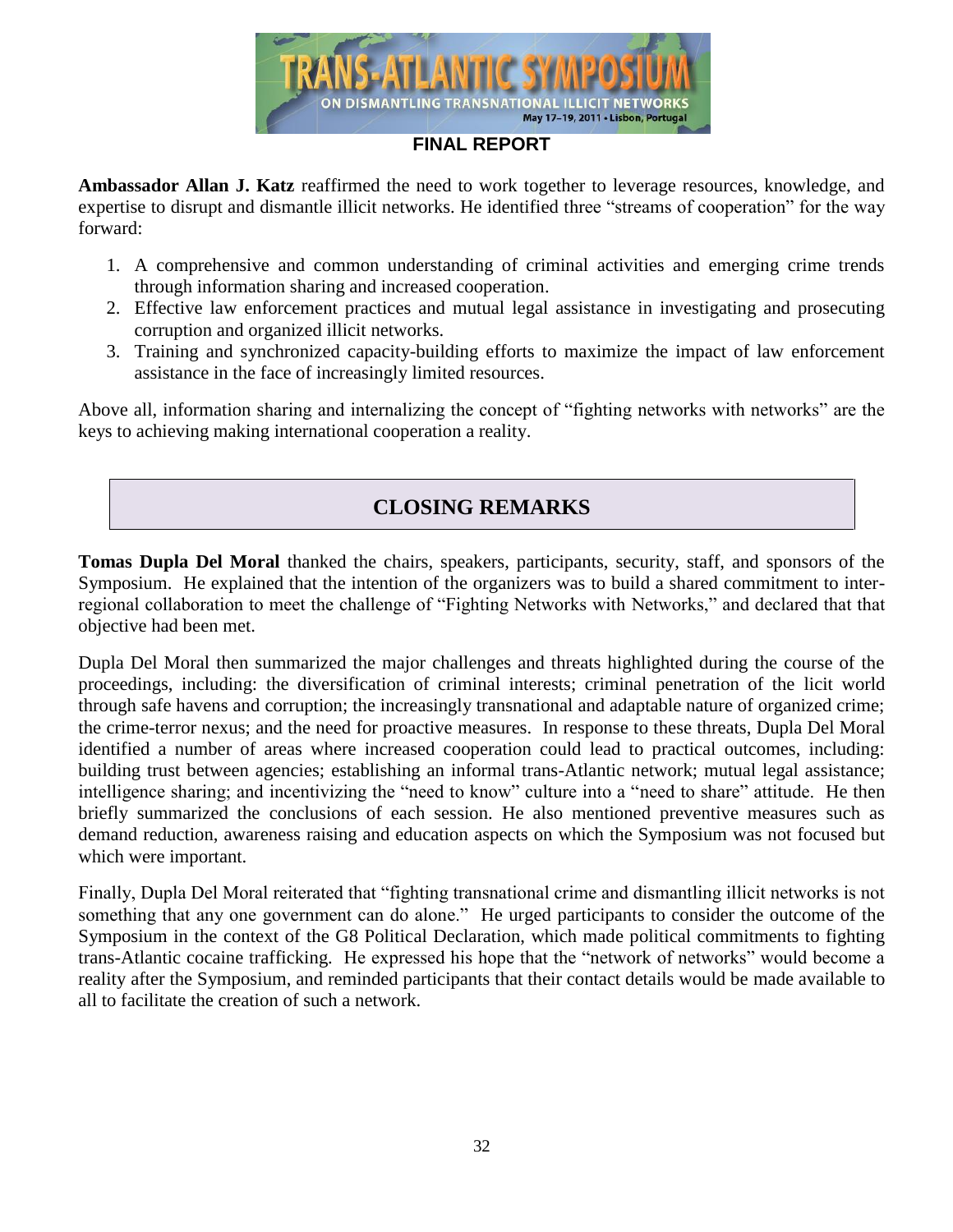**Ambassador Allan J. Katz** reaffirmed the need to work together to leverage resources, knowledge, and expertise to disrupt and dismantle illicit networks. He identified three "streams of cooperation" for the way forward:

1. A comprehensive and common understanding of criminal activities and emerging crime trends through information sharing and increased cooperation.
2. Effective law enforcement practices and mutual legal assistance in investigating and prosecuting corruption and organized illicit networks.
3. Training and synchronized capacity-building efforts to maximize the impact of law enforcement assistance in the face of increasingly limited resources.

Above all, information sharing and internalizing the concept of "fighting networks with networks" are the keys to achieving making international cooperation a reality.

## CLOSING REMARKS

**Tomas Dupla Del Moral** thanked the chairs, speakers, participants, security, staff, and sponsors of the Symposium. He explained that the intention of the organizers was to build a shared commitment to inter-regional collaboration to meet the challenge of "Fighting Networks with Networks," and declared that that objective had been met.

Dupla Del Moral then summarized the major challenges and threats highlighted during the course of the proceedings, including: the diversification of criminal interests; criminal penetration of the licit world through safe havens and corruption; the increasingly transnational and adaptable nature of organized crime; the crime-terror nexus; and the need for proactive measures. In response to these threats, Dupla Del Moral identified a number of areas where increased cooperation could lead to practical outcomes, including: building trust between agencies; establishing an informal trans-Atlantic network; mutual legal assistance; intelligence sharing; and incentivizing the "need to know" culture into a "need to share" attitude. He then briefly summarized the conclusions of each session. He also mentioned preventive measures such as demand reduction, awareness raising and education aspects on which the Symposium was not focused but which were important.

Finally, Dupla Del Moral reiterated that "fighting transnational crime and dismantling illicit networks is not something that any one government can do alone." He urged participants to consider the outcome of the Symposium in the context of the G8 Political Declaration, which made political commitments to fighting trans-Atlantic cocaine trafficking. He expressed his hope that the "network of networks" would become a reality after the Symposium, and reminded participants that their contact details would be made available to all to facilitate the creation of such a network.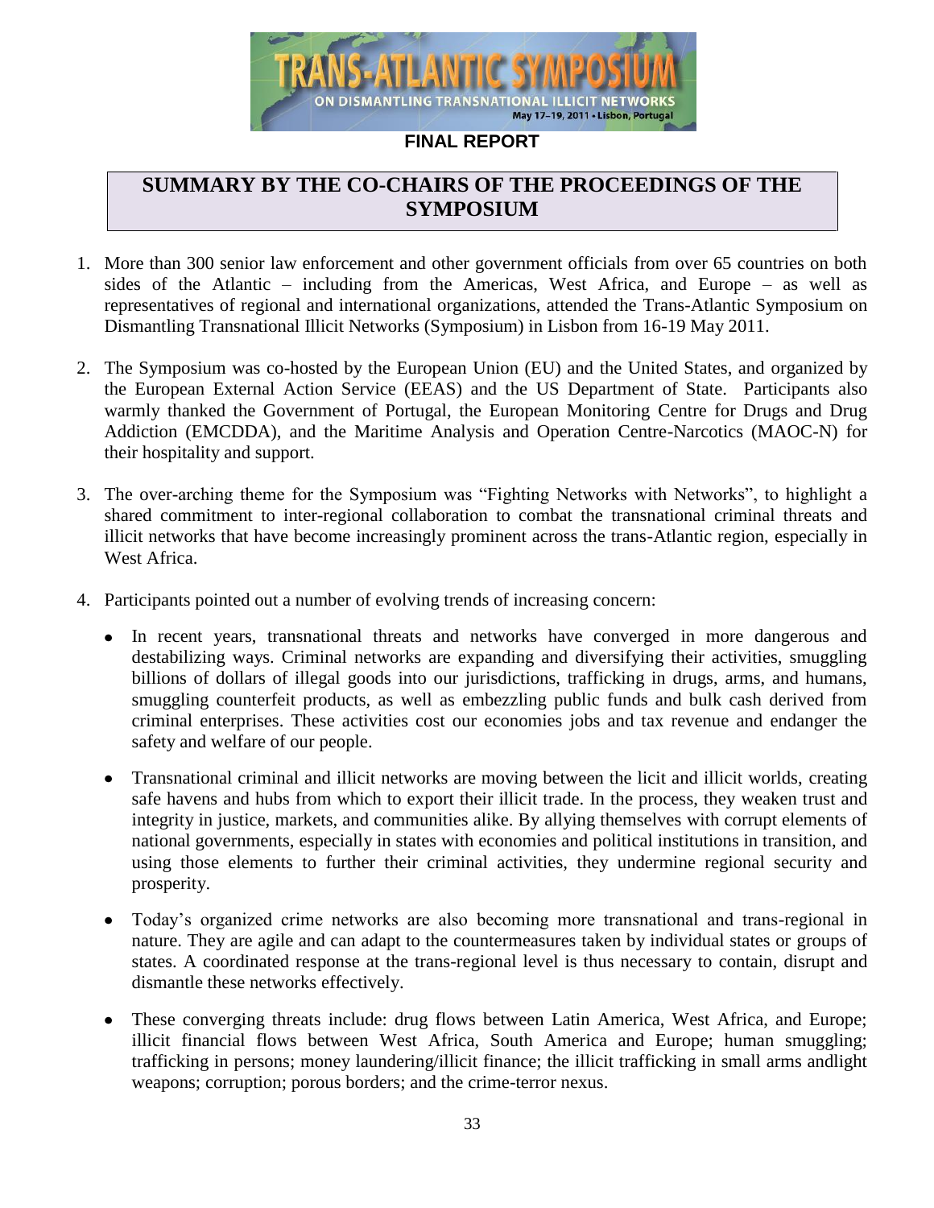**FINAL REPORT**

## SUMMARY BY THE CO-CHAIRS OF THE PROCEEDINGS OF THE SYMPOSIUM

1. More than 300 senior law enforcement and other government officials from over 65 countries on both sides of the Atlantic – including from the Americas, West Africa, and Europe – as well as representatives of regional and international organizations, attended the Trans-Atlantic Symposium on Dismantling Transnational Illicit Networks (Symposium) in Lisbon from 16-19 May 2011.

2. The Symposium was co-hosted by the European Union (EU) and the United States, and organized by the European External Action Service (EEAS) and the US Department of State. Participants also warmly thanked the Government of Portugal, the European Monitoring Centre for Drugs and Drug Addiction (EMCDDA), and the Maritime Analysis and Operation Centre-Narcotics (MAOC-N) for their hospitality and support.

3. The over-arching theme for the Symposium was "Fighting Networks with Networks", to highlight a shared commitment to inter-regional collaboration to combat the transnational criminal threats and illicit networks that have become increasingly prominent across the trans-Atlantic region, especially in West Africa.

4. Participants pointed out a number of evolving trends of increasing concern:

   - In recent years, transnational threats and networks have converged in more dangerous and destabilizing ways. Criminal networks are expanding and diversifying their activities, smuggling billions of dollars of illegal goods into our jurisdictions, trafficking in drugs, arms, and humans, smuggling counterfeit products, as well as embezzling public funds and bulk cash derived from criminal enterprises. These activities cost our economies jobs and tax revenue and endanger the safety and welfare of our people.

   - Transnational criminal and illicit networks are moving between the licit and illicit worlds, creating safe havens and hubs from which to export their illicit trade. In the process, they weaken trust and integrity in justice, markets, and communities alike. By allying themselves with corrupt elements of national governments, especially in states with economies and political institutions in transition, and using those elements to further their criminal activities, they undermine regional security and prosperity.

   - Today's organized crime networks are also becoming more transnational and trans-regional in nature. They are agile and can adapt to the countermeasures taken by individual states or groups of states. A coordinated response at the trans-regional level is thus necessary to contain, disrupt and dismantle these networks effectively.

   - These converging threats include: drug flows between Latin America, West Africa, and Europe; illicit financial flows between West Africa, South America and Europe; human smuggling; trafficking in persons; money laundering/illicit finance; the illicit trafficking in small arms andlight weapons; corruption; porous borders; and the crime-terror nexus.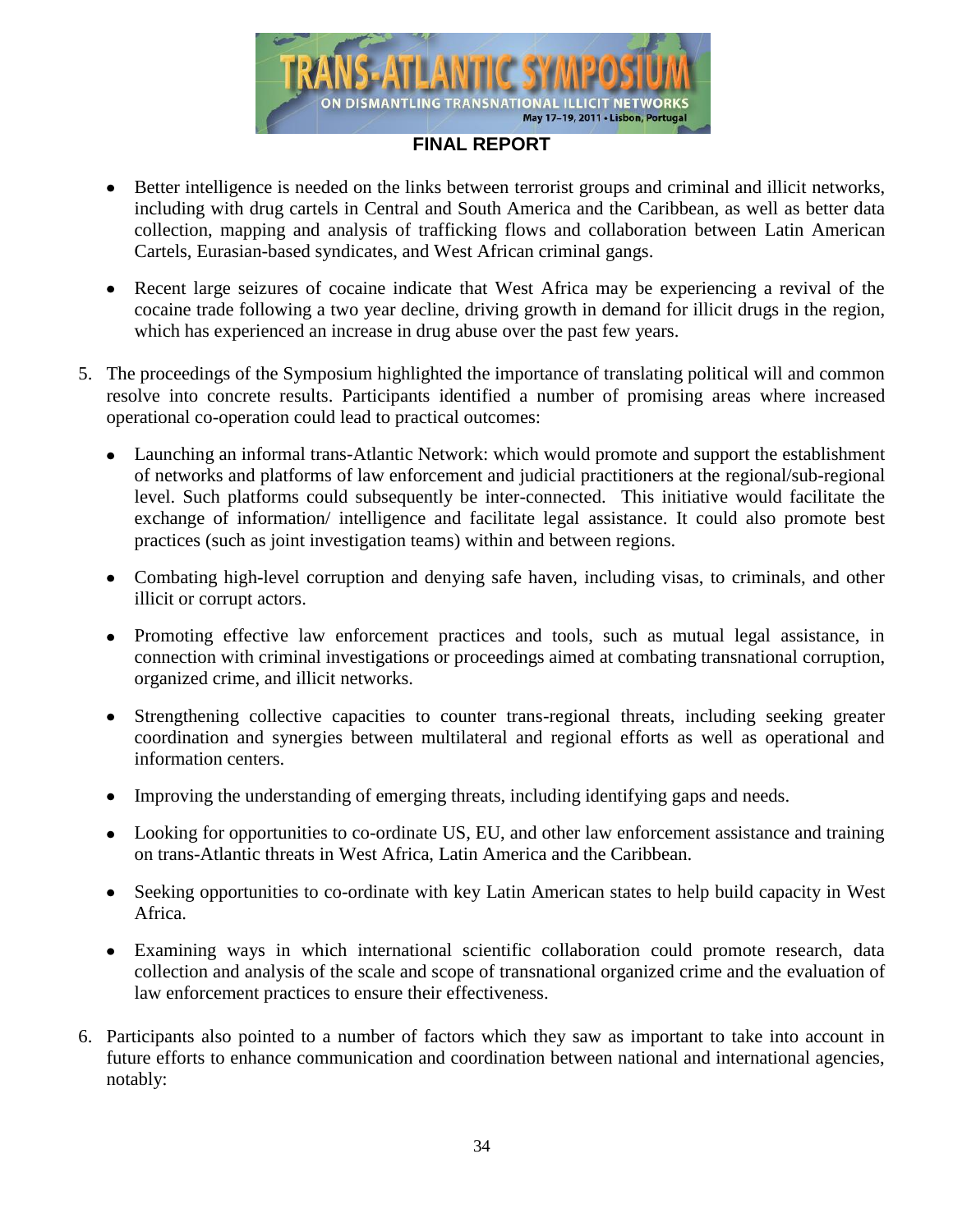- Better intelligence is needed on the links between terrorist groups and criminal and illicit networks, including with drug cartels in Central and South America and the Caribbean, as well as better data collection, mapping and analysis of trafficking flows and collaboration between Latin American Cartels, Eurasian-based syndicates, and West African criminal gangs.

- Recent large seizures of cocaine indicate that West Africa may be experiencing a revival of the cocaine trade following a two year decline, driving growth in demand for illicit drugs in the region, which has experienced an increase in drug abuse over the past few years.

5. The proceedings of the Symposium highlighted the importance of translating political will and common resolve into concrete results. Participants identified a number of promising areas where increased operational co-operation could lead to practical outcomes:

   - Launching an informal trans-Atlantic Network: which would promote and support the establishment of networks and platforms of law enforcement and judicial practitioners at the regional/sub-regional level. Such platforms could subsequently be inter-connected. This initiative would facilitate the exchange of information/ intelligence and facilitate legal assistance. It could also promote best practices (such as joint investigation teams) within and between regions.

   - Combating high-level corruption and denying safe haven, including visas, to criminals, and other illicit or corrupt actors.

   - Promoting effective law enforcement practices and tools, such as mutual legal assistance, in connection with criminal investigations or proceedings aimed at combating transnational corruption, organized crime, and illicit networks.

   - Strengthening collective capacities to counter trans-regional threats, including seeking greater coordination and synergies between multilateral and regional efforts as well as operational and information centers.

   - Improving the understanding of emerging threats, including identifying gaps and needs.

   - Looking for opportunities to co-ordinate US, EU, and other law enforcement assistance and training on trans-Atlantic threats in West Africa, Latin America and the Caribbean.

   - Seeking opportunities to co-ordinate with key Latin American states to help build capacity in West Africa.

   - Examining ways in which international scientific collaboration could promote research, data collection and analysis of the scale and scope of transnational organized crime and the evaluation of law enforcement practices to ensure their effectiveness.

6. Participants also pointed to a number of factors which they saw as important to take into account in future efforts to enhance communication and coordination between national and international agencies, notably: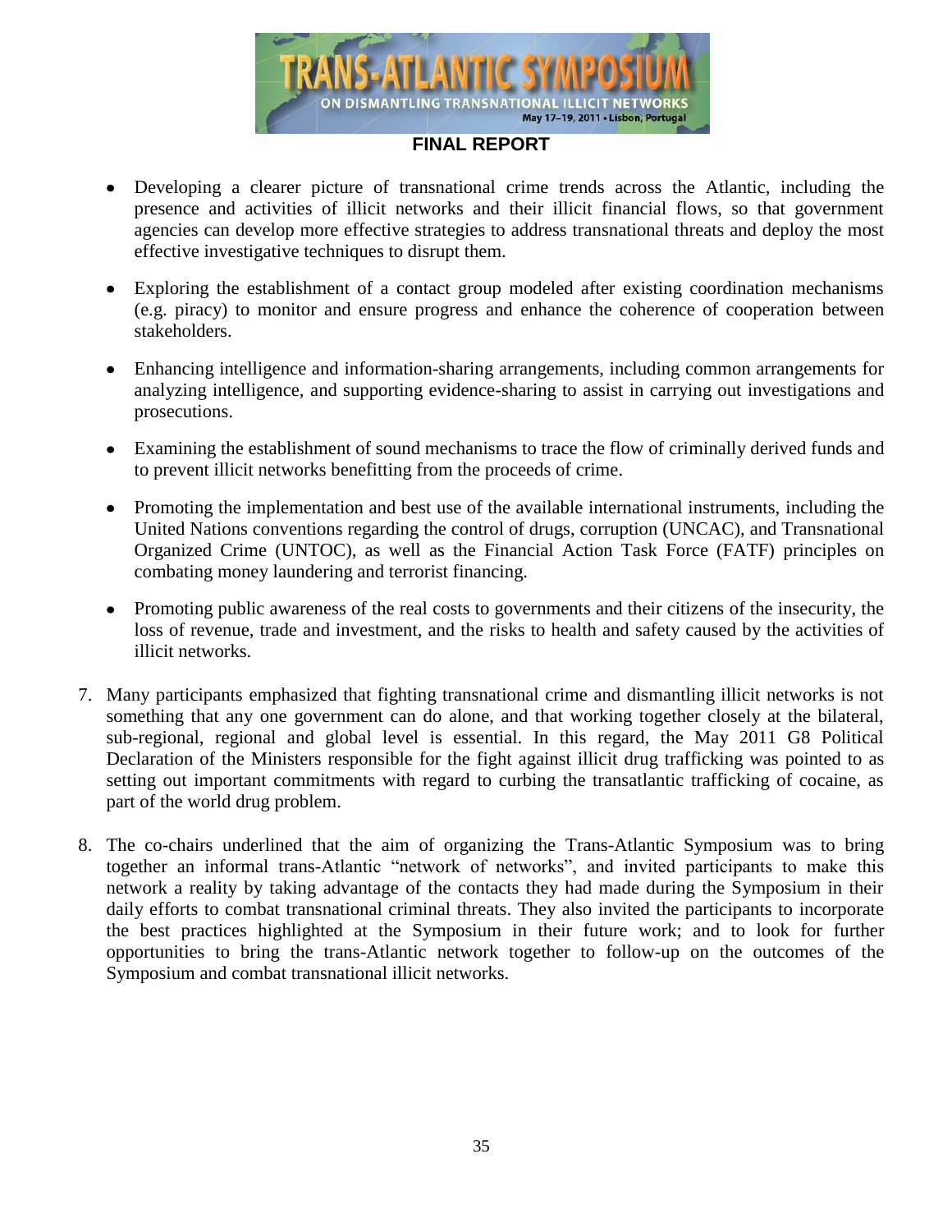- Developing a clearer picture of transnational crime trends across the Atlantic, including the presence and activities of illicit networks and their illicit financial flows, so that government agencies can develop more effective strategies to address transnational threats and deploy the most effective investigative techniques to disrupt them.

- Exploring the establishment of a contact group modeled after existing coordination mechanisms (e.g. piracy) to monitor and ensure progress and enhance the coherence of cooperation between stakeholders.

- Enhancing intelligence and information-sharing arrangements, including common arrangements for analyzing intelligence, and supporting evidence-sharing to assist in carrying out investigations and prosecutions.

- Examining the establishment of sound mechanisms to trace the flow of criminally derived funds and to prevent illicit networks benefitting from the proceeds of crime.

- Promoting the implementation and best use of the available international instruments, including the United Nations conventions regarding the control of drugs, corruption (UNCAC), and Transnational Organized Crime (UNTOC), as well as the Financial Action Task Force (FATF) principles on combating money laundering and terrorist financing.

- Promoting public awareness of the real costs to governments and their citizens of the insecurity, the loss of revenue, trade and investment, and the risks to health and safety caused by the activities of illicit networks.

7. Many participants emphasized that fighting transnational crime and dismantling illicit networks is not something that any one government can do alone, and that working together closely at the bilateral, sub-regional, regional and global level is essential. In this regard, the May 2011 G8 Political Declaration of the Ministers responsible for the fight against illicit drug trafficking was pointed to as setting out important commitments with regard to curbing the transatlantic trafficking of cocaine, as part of the world drug problem.

8. The co-chairs underlined that the aim of organizing the Trans-Atlantic Symposium was to bring together an informal trans-Atlantic "network of networks", and invited participants to make this network a reality by taking advantage of the contacts they had made during the Symposium in their daily efforts to combat transnational criminal threats. They also invited the participants to incorporate the best practices highlighted at the Symposium in their future work; and to look for further opportunities to bring the trans-Atlantic network together to follow-up on the outcomes of the Symposium and combat transnational illicit networks.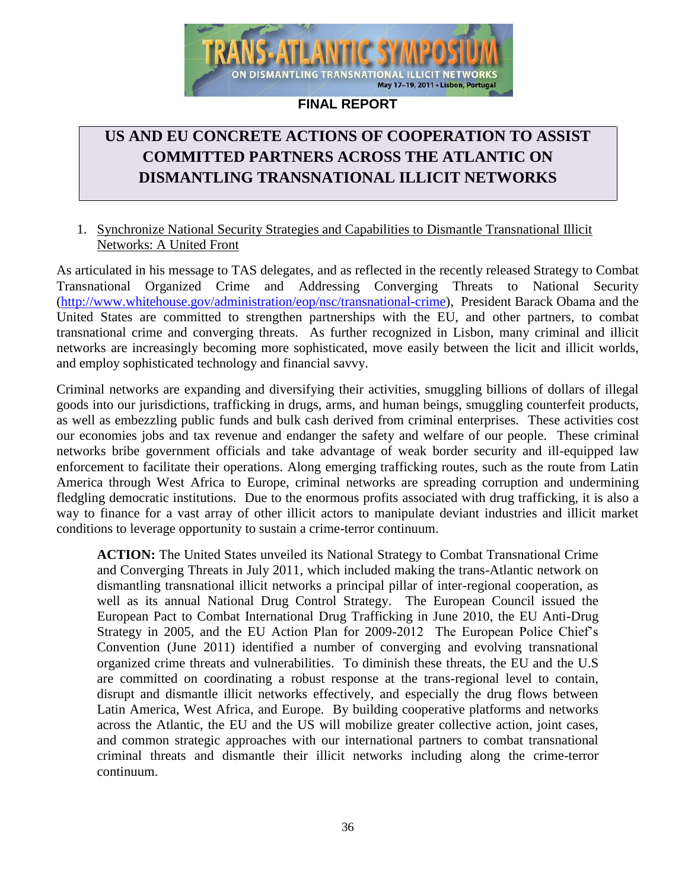**FINAL REPORT**

# US AND EU CONCRETE ACTIONS OF COOPERATION TO ASSIST COMMITTED PARTNERS ACROSS THE ATLANTIC ON DISMANTLING TRANSNATIONAL ILLICIT NETWORKS

1. Synchronize National Security Strategies and Capabilities to Dismantle Transnational Illicit Networks: A United Front

As articulated in his message to TAS delegates, and as reflected in the recently released Strategy to Combat Transnational Organized Crime and Addressing Converging Threats to National Security (http://www.whitehouse.gov/administration/eop/nsc/transnational-crime), President Barack Obama and the United States are committed to strengthen partnerships with the EU, and other partners, to combat transnational crime and converging threats. As further recognized in Lisbon, many criminal and illicit networks are increasingly becoming more sophisticated, move easily between the licit and illicit worlds, and employ sophisticated technology and financial savvy.

Criminal networks are expanding and diversifying their activities, smuggling billions of dollars of illegal goods into our jurisdictions, trafficking in drugs, arms, and human beings, smuggling counterfeit products, as well as embezzling public funds and bulk cash derived from criminal enterprises. These activities cost our economies jobs and tax revenue and endanger the safety and welfare of our people. These criminal networks bribe government officials and take advantage of weak border security and ill-equipped law enforcement to facilitate their operations. Along emerging trafficking routes, such as the route from Latin America through West Africa to Europe, criminal networks are spreading corruption and undermining fledgling democratic institutions. Due to the enormous profits associated with drug trafficking, it is also a way to finance for a vast array of other illicit actors to manipulate deviant industries and illicit market conditions to leverage opportunity to sustain a crime-terror continuum.

> **ACTION:** The United States unveiled its National Strategy to Combat Transnational Crime and Converging Threats in July 2011, which included making the trans-Atlantic network on dismantling transnational illicit networks a principal pillar of inter-regional cooperation, as well as its annual National Drug Control Strategy. The European Council issued the European Pact to Combat International Drug Trafficking in June 2010, the EU Anti-Drug Strategy in 2005, and the EU Action Plan for 2009-2012 The European Police Chief's Convention (June 2011) identified a number of converging and evolving transnational organized crime threats and vulnerabilities. To diminish these threats, the EU and the U.S are committed on coordinating a robust response at the trans-regional level to contain, disrupt and dismantle illicit networks effectively, and especially the drug flows between Latin America, West Africa, and Europe. By building cooperative platforms and networks across the Atlantic, the EU and the US will mobilize greater collective action, joint cases, and common strategic approaches with our international partners to combat transnational criminal threats and dismantle their illicit networks including along the crime-terror continuum.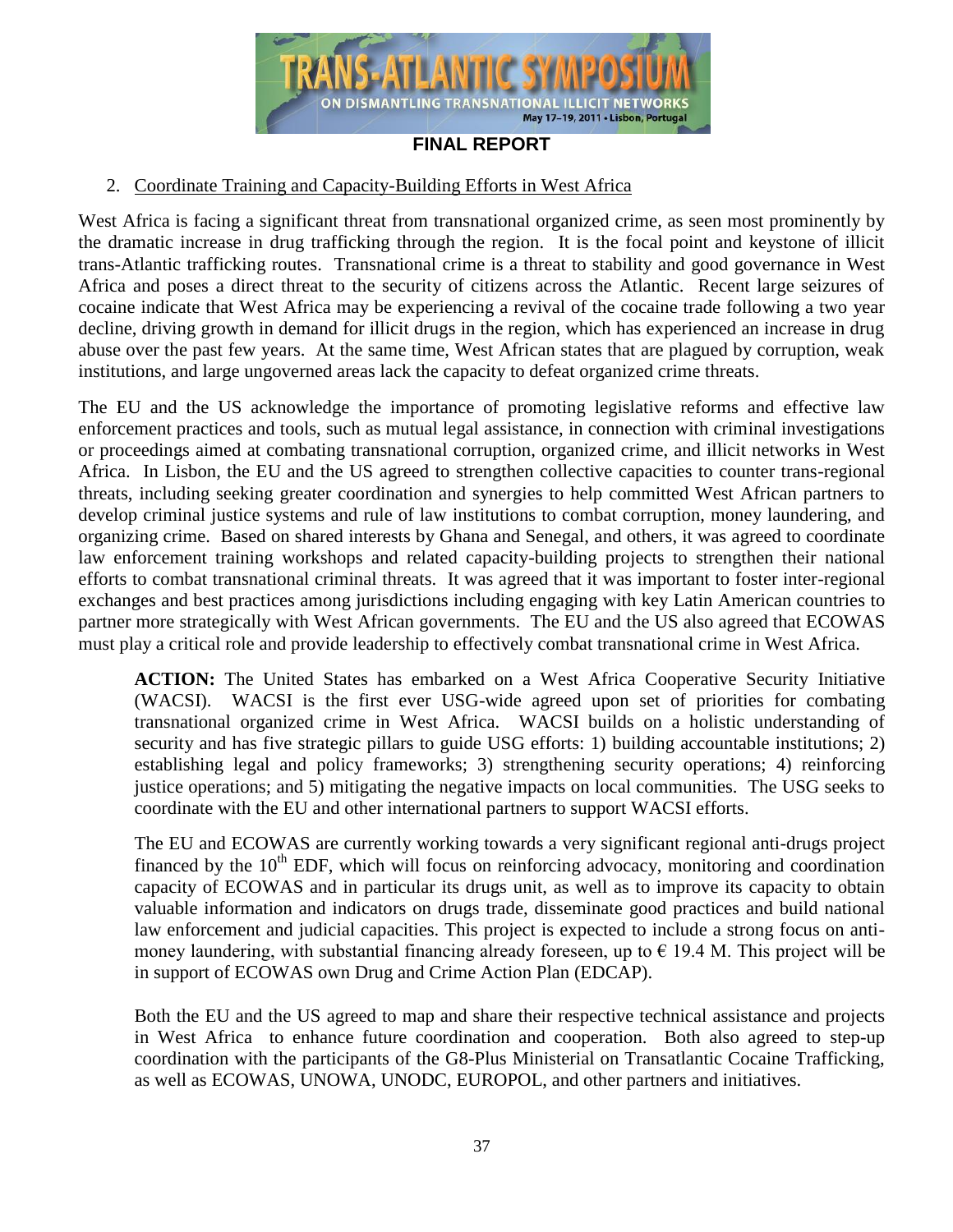2. Coordinate Training and Capacity-Building Efforts in West Africa

West Africa is facing a significant threat from transnational organized crime, as seen most prominently by the dramatic increase in drug trafficking through the region. It is the focal point and keystone of illicit trans-Atlantic trafficking routes. Transnational crime is a threat to stability and good governance in West Africa and poses a direct threat to the security of citizens across the Atlantic. Recent large seizures of cocaine indicate that West Africa may be experiencing a revival of the cocaine trade following a two year decline, driving growth in demand for illicit drugs in the region, which has experienced an increase in drug abuse over the past few years. At the same time, West African states that are plagued by corruption, weak institutions, and large ungoverned areas lack the capacity to defeat organized crime threats.

The EU and the US acknowledge the importance of promoting legislative reforms and effective law enforcement practices and tools, such as mutual legal assistance, in connection with criminal investigations or proceedings aimed at combating transnational corruption, organized crime, and illicit networks in West Africa. In Lisbon, the EU and the US agreed to strengthen collective capacities to counter trans-regional threats, including seeking greater coordination and synergies to help committed West African partners to develop criminal justice systems and rule of law institutions to combat corruption, money laundering, and organizing crime. Based on shared interests by Ghana and Senegal, and others, it was agreed to coordinate law enforcement training workshops and related capacity-building projects to strengthen their national efforts to combat transnational criminal threats. It was agreed that it was important to foster inter-regional exchanges and best practices among jurisdictions including engaging with key Latin American countries to partner more strategically with West African governments. The EU and the US also agreed that ECOWAS must play a critical role and provide leadership to effectively combat transnational crime in West Africa.

**ACTION:** The United States has embarked on a West Africa Cooperative Security Initiative (WACSI). WACSI is the first ever USG-wide agreed upon set of priorities for combating transnational organized crime in West Africa. WACSI builds on a holistic understanding of security and has five strategic pillars to guide USG efforts: 1) building accountable institutions; 2) establishing legal and policy frameworks; 3) strengthening security operations; 4) reinforcing justice operations; and 5) mitigating the negative impacts on local communities. The USG seeks to coordinate with the EU and other international partners to support WACSI efforts.

The EU and ECOWAS are currently working towards a very significant regional anti-drugs project financed by the 10th EDF, which will focus on reinforcing advocacy, monitoring and coordination capacity of ECOWAS and in particular its drugs unit, as well as to improve its capacity to obtain valuable information and indicators on drugs trade, disseminate good practices and build national law enforcement and judicial capacities. This project is expected to include a strong focus on anti-money laundering, with substantial financing already foreseen, up to € 19.4 M. This project will be in support of ECOWAS own Drug and Crime Action Plan (EDCAP).

Both the EU and the US agreed to map and share their respective technical assistance and projects in West Africa to enhance future coordination and cooperation. Both also agreed to step-up coordination with the participants of the G8-Plus Ministerial on Transatlantic Cocaine Trafficking, as well as ECOWAS, UNOWA, UNODC, EUROPOL, and other partners and initiatives.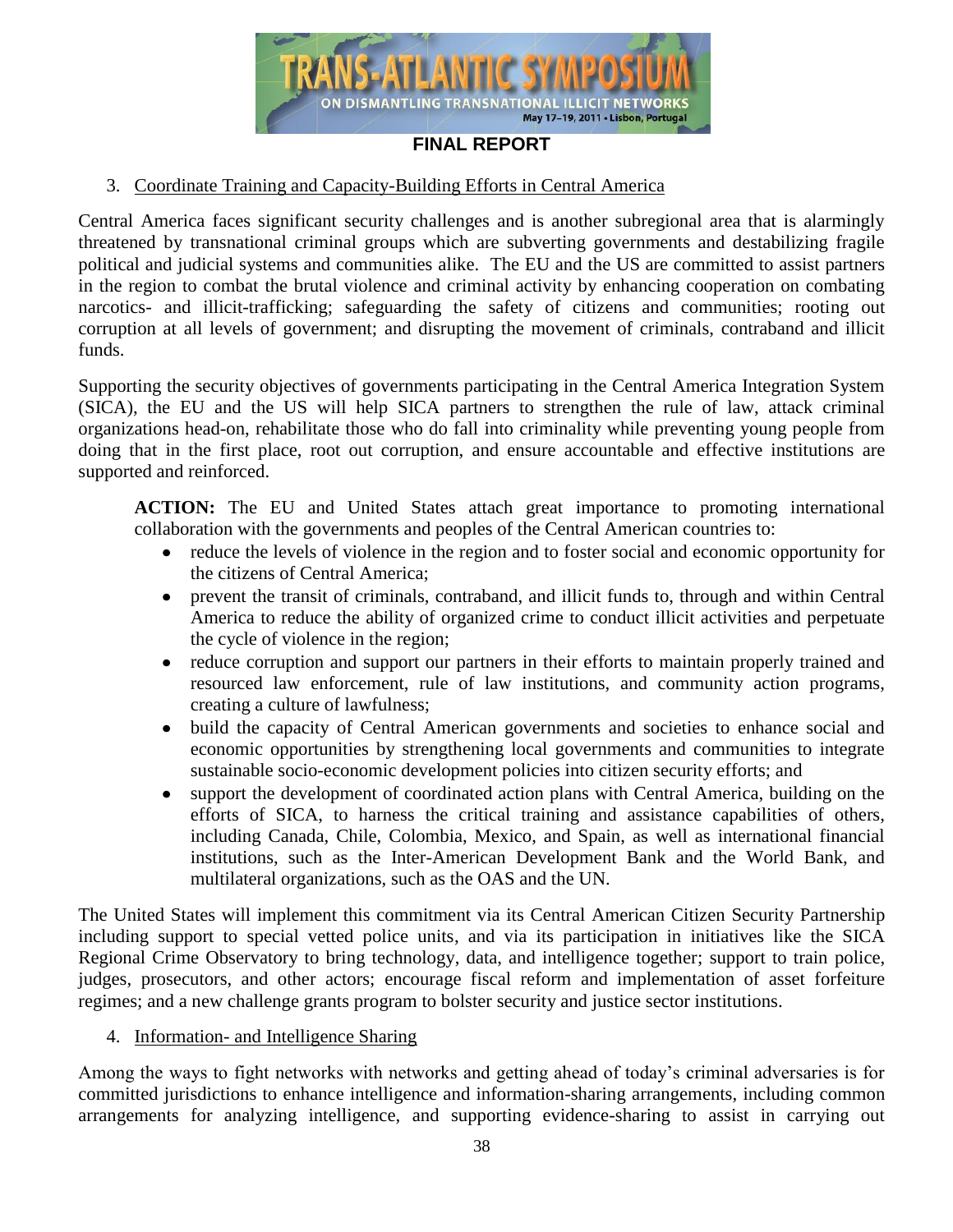3. Coordinate Training and Capacity-Building Efforts in Central America

Central America faces significant security challenges and is another subregional area that is alarmingly threatened by transnational criminal groups which are subverting governments and destabilizing fragile political and judicial systems and communities alike. The EU and the US are committed to assist partners in the region to combat the brutal violence and criminal activity by enhancing cooperation on combating narcotics- and illicit-trafficking; safeguarding the safety of citizens and communities; rooting out corruption at all levels of government; and disrupting the movement of criminals, contraband and illicit funds.

Supporting the security objectives of governments participating in the Central America Integration System (SICA), the EU and the US will help SICA partners to strengthen the rule of law, attack criminal organizations head-on, rehabilitate those who do fall into criminality while preventing young people from doing that in the first place, root out corruption, and ensure accountable and effective institutions are supported and reinforced.

**ACTION:** The EU and United States attach great importance to promoting international collaboration with the governments and peoples of the Central American countries to:

- reduce the levels of violence in the region and to foster social and economic opportunity for the citizens of Central America;
- prevent the transit of criminals, contraband, and illicit funds to, through and within Central America to reduce the ability of organized crime to conduct illicit activities and perpetuate the cycle of violence in the region;
- reduce corruption and support our partners in their efforts to maintain properly trained and resourced law enforcement, rule of law institutions, and community action programs, creating a culture of lawfulness;
- build the capacity of Central American governments and societies to enhance social and economic opportunities by strengthening local governments and communities to integrate sustainable socio-economic development policies into citizen security efforts; and
- support the development of coordinated action plans with Central America, building on the efforts of SICA, to harness the critical training and assistance capabilities of others, including Canada, Chile, Colombia, Mexico, and Spain, as well as international financial institutions, such as the Inter-American Development Bank and the World Bank, and multilateral organizations, such as the OAS and the UN.

The United States will implement this commitment via its Central American Citizen Security Partnership including support to special vetted police units, and via its participation in initiatives like the SICA Regional Crime Observatory to bring technology, data, and intelligence together; support to train police, judges, prosecutors, and other actors; encourage fiscal reform and implementation of asset forfeiture regimes; and a new challenge grants program to bolster security and justice sector institutions.

4. Information- and Intelligence Sharing

Among the ways to fight networks with networks and getting ahead of today's criminal adversaries is for committed jurisdictions to enhance intelligence and information-sharing arrangements, including common arrangements for analyzing intelligence, and supporting evidence-sharing to assist in carrying out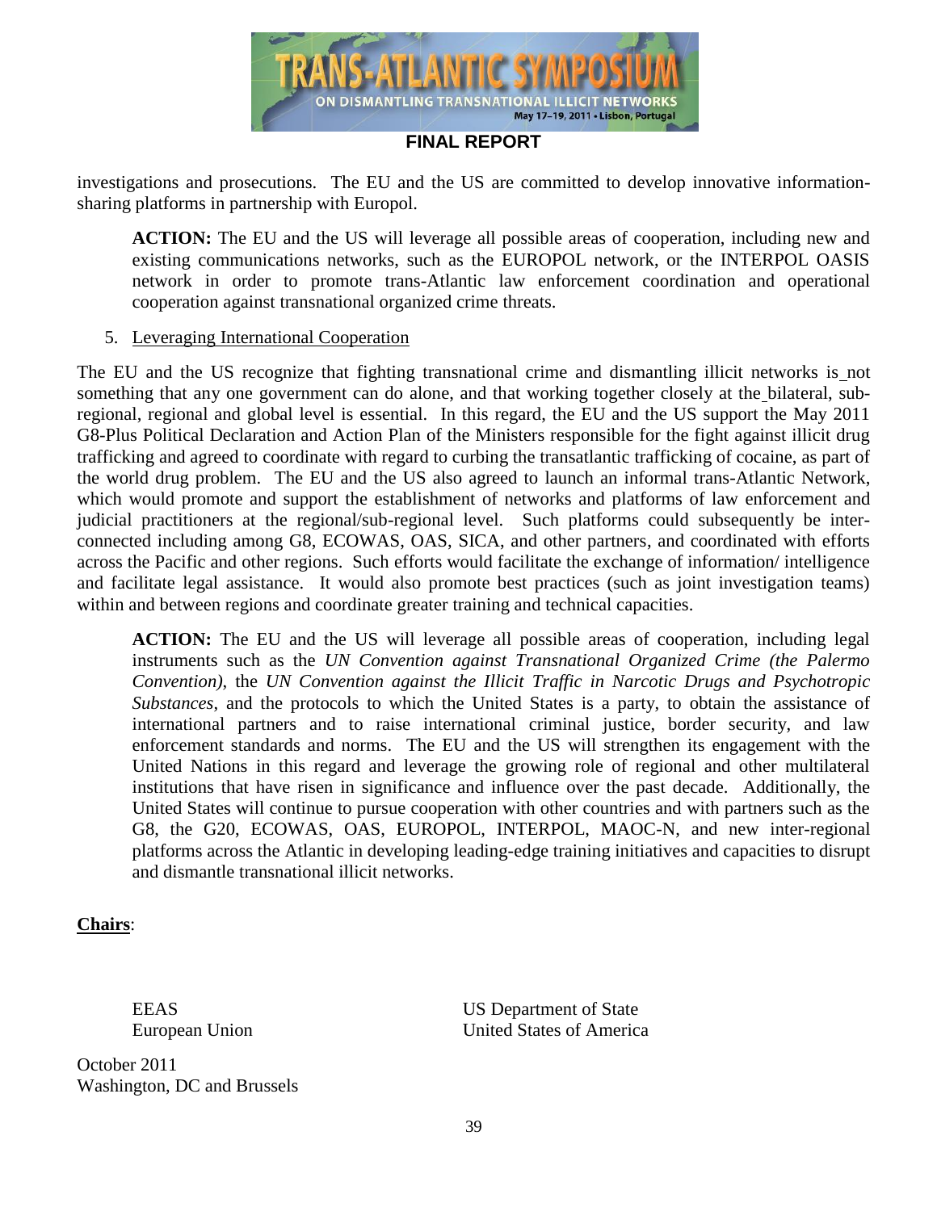investigations and prosecutions. The EU and the US are committed to develop innovative information-sharing platforms in partnership with Europol.

> **ACTION:** The EU and the US will leverage all possible areas of cooperation, including new and existing communications networks, such as the EUROPOL network, or the INTERPOL OASIS network in order to promote trans-Atlantic law enforcement coordination and operational cooperation against transnational organized crime threats.

5. Leveraging International Cooperation

The EU and the US recognize that fighting transnational crime and dismantling illicit networks is not something that any one government can do alone, and that working together closely at the bilateral, sub-regional, regional and global level is essential. In this regard, the EU and the US support the May 2011 G8-Plus Political Declaration and Action Plan of the Ministers responsible for the fight against illicit drug trafficking and agreed to coordinate with regard to curbing the transatlantic trafficking of cocaine, as part of the world drug problem. The EU and the US also agreed to launch an informal trans-Atlantic Network, which would promote and support the establishment of networks and platforms of law enforcement and judicial practitioners at the regional/sub-regional level. Such platforms could subsequently be inter-connected including among G8, ECOWAS, OAS, SICA, and other partners, and coordinated with efforts across the Pacific and other regions. Such efforts would facilitate the exchange of information/ intelligence and facilitate legal assistance. It would also promote best practices (such as joint investigation teams) within and between regions and coordinate greater training and technical capacities.

> **ACTION:** The EU and the US will leverage all possible areas of cooperation, including legal instruments such as the *UN Convention against Transnational Organized Crime (the Palermo Convention)*, the *UN Convention against the Illicit Traffic in Narcotic Drugs and Psychotropic Substances*, and the protocols to which the United States is a party, to obtain the assistance of international partners and to raise international criminal justice, border security, and law enforcement standards and norms. The EU and the US will strengthen its engagement with the United Nations in this regard and leverage the growing role of regional and other multilateral institutions that have risen in significance and influence over the past decade. Additionally, the United States will continue to pursue cooperation with other countries and with partners such as the G8, the G20, ECOWAS, OAS, EUROPOL, INTERPOL, MAOC-N, and new inter-regional platforms across the Atlantic in developing leading-edge training initiatives and capacities to disrupt and dismantle transnational illicit networks.

**Chairs**:

EEAS
European Union

US Department of State
United States of America

October 2011
Washington, DC and Brussels